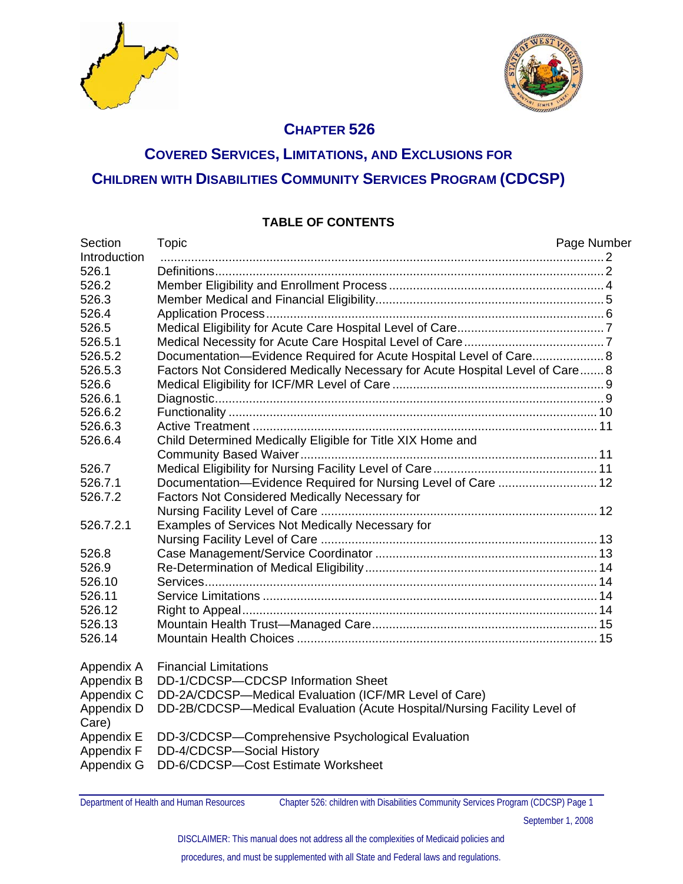# CHAPTER 526

## COVERED SERVICES, LIMITATIONS, AND EXCLUSIONS FOR CHILDREN WITH DISABILITIES COMMUNITY SERVICES PROGRAM (CDCSP)

### TABLE OF CONTENTS

| Section | Topic | Page Number |
|---|---|---|
| Introduction | | 2 |
| 526.1 | Definitions | 2 |
| 526.2 | Member Eligibility and Enrollment Process | 4 |
| 526.3 | Member Medical and Financial Eligibility | 5 |
| 526.4 | Application Process | 6 |
| 526.5 | Medical Eligibility for Acute Care Hospital Level of Care | 7 |
| 526.5.1 | Medical Necessity for Acute Care Hospital Level of Care | 7 |
| 526.5.2 | Documentation—Evidence Required for Acute Hospital Level of Care | 8 |
| 526.5.3 | Factors Not Considered Medically Necessary for Acute Hospital Level of Care | 8 |
| 526.6 | Medical Eligibility for ICF/MR Level of Care | 9 |
| 526.6.1 | Diagnostic | 9 |
| 526.6.2 | Functionality | 10 |
| 526.6.3 | Active Treatment | 11 |
| 526.6.4 | Child Determined Medically Eligible for Title XIX Home and Community Based Waiver | 11 |
| 526.7 | Medical Eligibility for Nursing Facility Level of Care | 11 |
| 526.7.1 | Documentation—Evidence Required for Nursing Level of Care | 12 |
| 526.7.2 | Factors Not Considered Medically Necessary for Nursing Facility Level of Care | 12 |
| 526.7.2.1 | Examples of Services Not Medically Necessary for Nursing Facility Level of Care | 13 |
| 526.8 | Case Management/Service Coordinator | 13 |
| 526.9 | Re-Determination of Medical Eligibility | 14 |
| 526.10 | Services | 14 |
| 526.11 | Service Limitations | 14 |
| 526.12 | Right to Appeal | 14 |
| 526.13 | Mountain Health Trust—Managed Care | 15 |
| 526.14 | Mountain Health Choices | 15 |

Appendix A Financial Limitations
Appendix B DD-1/CDCSP—CDCSP Information Sheet
Appendix C DD-2A/CDCSP—Medical Evaluation (ICF/MR Level of Care)
Appendix D DD-2B/CDCSP—Medical Evaluation (Acute Hospital/Nursing Facility Level of Care)
Appendix E DD-3/CDCSP—Comprehensive Psychological Evaluation
Appendix F DD-4/CDCSP—Social History
Appendix G DD-6/CDCSP—Cost Estimate Worksheet

DISCLAIMER: This manual does not address all the complexities of Medicaid policies and procedures, and must be supplemented with all State and Federal laws and regulations.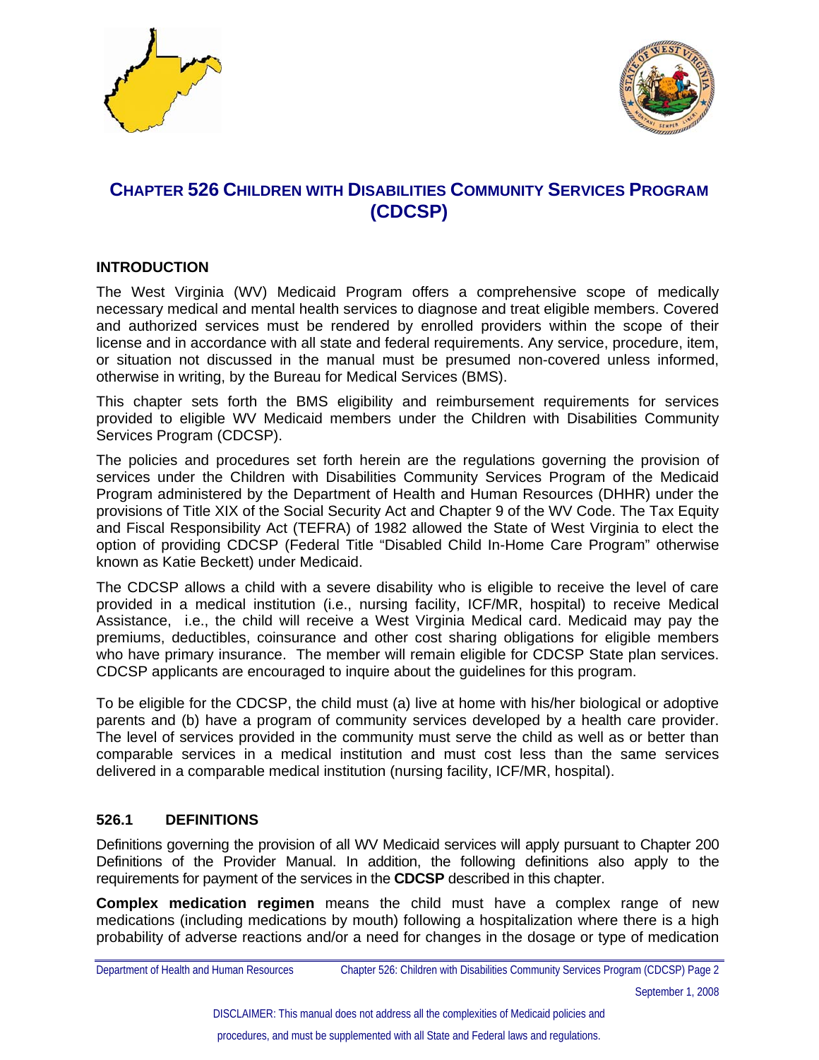# CHAPTER 526 CHILDREN WITH DISABILITIES COMMUNITY SERVICES PROGRAM (CDCSP)

## INTRODUCTION

The West Virginia (WV) Medicaid Program offers a comprehensive scope of medically necessary medical and mental health services to diagnose and treat eligible members. Covered and authorized services must be rendered by enrolled providers within the scope of their license and in accordance with all state and federal requirements. Any service, procedure, item, or situation not discussed in the manual must be presumed non-covered unless informed, otherwise in writing, by the Bureau for Medical Services (BMS).

This chapter sets forth the BMS eligibility and reimbursement requirements for services provided to eligible WV Medicaid members under the Children with Disabilities Community Services Program (CDCSP).

The policies and procedures set forth herein are the regulations governing the provision of services under the Children with Disabilities Community Services Program of the Medicaid Program administered by the Department of Health and Human Resources (DHHR) under the provisions of Title XIX of the Social Security Act and Chapter 9 of the WV Code. The Tax Equity and Fiscal Responsibility Act (TEFRA) of 1982 allowed the State of West Virginia to elect the option of providing CDCSP (Federal Title "Disabled Child In-Home Care Program" otherwise known as Katie Beckett) under Medicaid.

The CDCSP allows a child with a severe disability who is eligible to receive the level of care provided in a medical institution (i.e., nursing facility, ICF/MR, hospital) to receive Medical Assistance, i.e., the child will receive a West Virginia Medical card. Medicaid may pay the premiums, deductibles, coinsurance and other cost sharing obligations for eligible members who have primary insurance. The member will remain eligible for CDCSP State plan services. CDCSP applicants are encouraged to inquire about the guidelines for this program.

To be eligible for the CDCSP, the child must (a) live at home with his/her biological or adoptive parents and (b) have a program of community services developed by a health care provider. The level of services provided in the community must serve the child as well as or better than comparable services in a medical institution and must cost less than the same services delivered in a comparable medical institution (nursing facility, ICF/MR, hospital).

## 526.1 DEFINITIONS

Definitions governing the provision of all WV Medicaid services will apply pursuant to Chapter 200 Definitions of the Provider Manual. In addition, the following definitions also apply to the requirements for payment of the services in the **CDCSP** described in this chapter.

**Complex medication regimen** means the child must have a complex range of new medications (including medications by mouth) following a hospitalization where there is a high probability of adverse reactions and/or a need for changes in the dosage or type of medication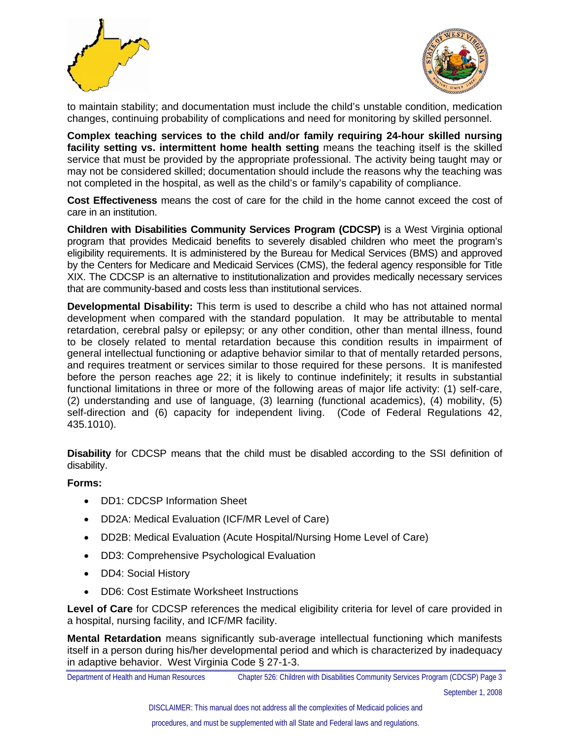to maintain stability; and documentation must include the child's unstable condition, medication changes, continuing probability of complications and need for monitoring by skilled personnel.

**Complex teaching services to the child and/or family requiring 24-hour skilled nursing facility setting vs. intermittent home health setting** means the teaching itself is the skilled service that must be provided by the appropriate professional. The activity being taught may or may not be considered skilled; documentation should include the reasons why the teaching was not completed in the hospital, as well as the child's or family's capability of compliance.

**Cost Effectiveness** means the cost of care for the child in the home cannot exceed the cost of care in an institution.

**Children with Disabilities Community Services Program (CDCSP)** is a West Virginia optional program that provides Medicaid benefits to severely disabled children who meet the program's eligibility requirements. It is administered by the Bureau for Medical Services (BMS) and approved by the Centers for Medicare and Medicaid Services (CMS), the federal agency responsible for Title XIX. The CDCSP is an alternative to institutionalization and provides medically necessary services that are community-based and costs less than institutional services.

**Developmental Disability:** This term is used to describe a child who has not attained normal development when compared with the standard population. It may be attributable to mental retardation, cerebral palsy or epilepsy; or any other condition, other than mental illness, found to be closely related to mental retardation because this condition results in impairment of general intellectual functioning or adaptive behavior similar to that of mentally retarded persons, and requires treatment or services similar to those required for these persons. It is manifested before the person reaches age 22; it is likely to continue indefinitely; it results in substantial functional limitations in three or more of the following areas of major life activity: (1) self-care, (2) understanding and use of language, (3) learning (functional academics), (4) mobility, (5) self-direction and (6) capacity for independent living. (Code of Federal Regulations 42, 435.1010).

**Disability** for CDCSP means that the child must be disabled according to the SSI definition of disability.

**Forms:**

- DD1: CDCSP Information Sheet
- DD2A: Medical Evaluation (ICF/MR Level of Care)
- DD2B: Medical Evaluation (Acute Hospital/Nursing Home Level of Care)
- DD3: Comprehensive Psychological Evaluation
- DD4: Social History
- DD6: Cost Estimate Worksheet Instructions

**Level of Care** for CDCSP references the medical eligibility criteria for level of care provided in a hospital, nursing facility, and ICF/MR facility.

**Mental Retardation** means significantly sub-average intellectual functioning which manifests itself in a person during his/her developmental period and which is characterized by inadequacy in adaptive behavior. West Virginia Code § 27-1-3.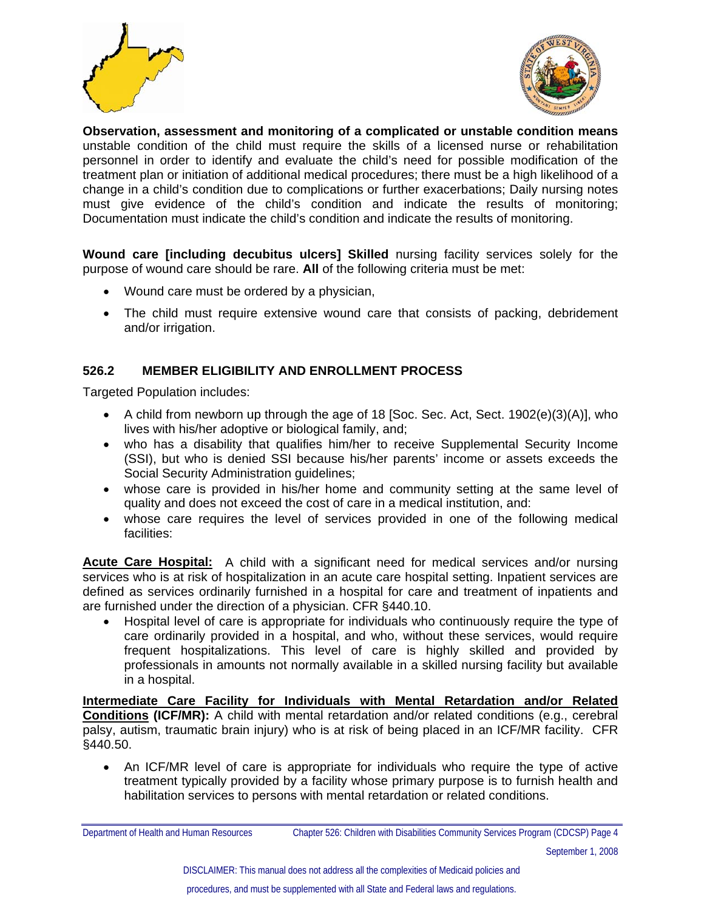**Observation, assessment and monitoring of a complicated or unstable condition means** unstable condition of the child must require the skills of a licensed nurse or rehabilitation personnel in order to identify and evaluate the child's need for possible modification of the treatment plan or initiation of additional medical procedures; there must be a high likelihood of a change in a child's condition due to complications or further exacerbations; Daily nursing notes must give evidence of the child's condition and indicate the results of monitoring; Documentation must indicate the child's condition and indicate the results of monitoring.

**Wound care [including decubitus ulcers] Skilled** nursing facility services solely for the purpose of wound care should be rare. **All** of the following criteria must be met:

- Wound care must be ordered by a physician,
- The child must require extensive wound care that consists of packing, debridement and/or irrigation.

## 526.2 MEMBER ELIGIBILITY AND ENROLLMENT PROCESS

Targeted Population includes:

- A child from newborn up through the age of 18 [Soc. Sec. Act, Sect. 1902(e)(3)(A)], who lives with his/her adoptive or biological family, and;
- who has a disability that qualifies him/her to receive Supplemental Security Income (SSI), but who is denied SSI because his/her parents' income or assets exceeds the Social Security Administration guidelines;
- whose care is provided in his/her home and community setting at the same level of quality and does not exceed the cost of care in a medical institution, and:
- whose care requires the level of services provided in one of the following medical facilities:

**Acute Care Hospital:** A child with a significant need for medical services and/or nursing services who is at risk of hospitalization in an acute care hospital setting. Inpatient services are defined as services ordinarily furnished in a hospital for care and treatment of inpatients and are furnished under the direction of a physician. CFR §440.10.

- Hospital level of care is appropriate for individuals who continuously require the type of care ordinarily provided in a hospital, and who, without these services, would require frequent hospitalizations. This level of care is highly skilled and provided by professionals in amounts not normally available in a skilled nursing facility but available in a hospital.

**Intermediate Care Facility for Individuals with Mental Retardation and/or Related Conditions (ICF/MR):** A child with mental retardation and/or related conditions (e.g., cerebral palsy, autism, traumatic brain injury) who is at risk of being placed in an ICF/MR facility. CFR §440.50.

- An ICF/MR level of care is appropriate for individuals who require the type of active treatment typically provided by a facility whose primary purpose is to furnish health and habilitation services to persons with mental retardation or related conditions.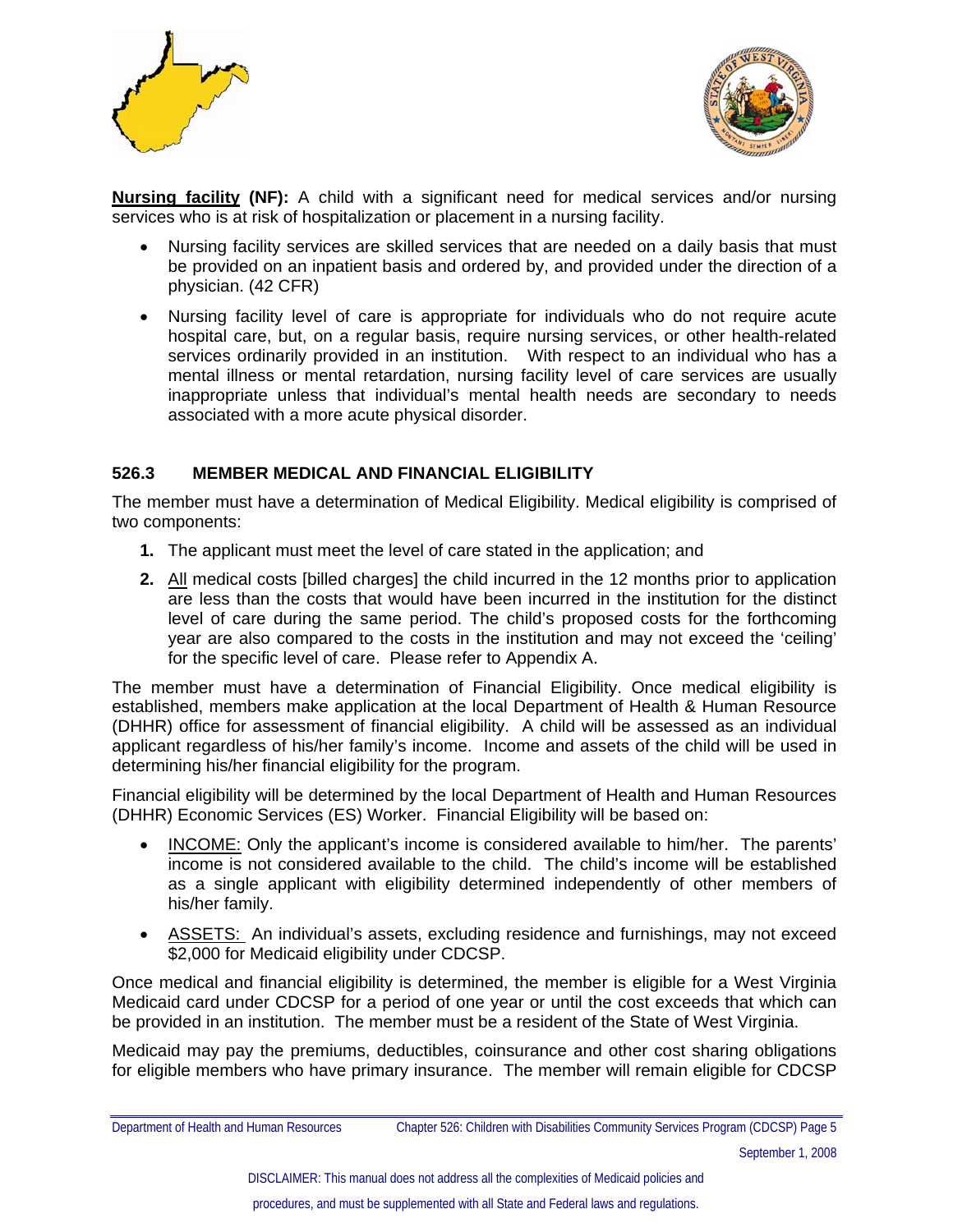**Nursing facility (NF):** A child with a significant need for medical services and/or nursing services who is at risk of hospitalization or placement in a nursing facility.

- Nursing facility services are skilled services that are needed on a daily basis that must be provided on an inpatient basis and ordered by, and provided under the direction of a physician. (42 CFR)
- Nursing facility level of care is appropriate for individuals who do not require acute hospital care, but, on a regular basis, require nursing services, or other health-related services ordinarily provided in an institution. With respect to an individual who has a mental illness or mental retardation, nursing facility level of care services are usually inappropriate unless that individual's mental health needs are secondary to needs associated with a more acute physical disorder.

## 526.3 MEMBER MEDICAL AND FINANCIAL ELIGIBILITY

The member must have a determination of Medical Eligibility. Medical eligibility is comprised of two components:

1. The applicant must meet the level of care stated in the application; and
2. All medical costs [billed charges] the child incurred in the 12 months prior to application are less than the costs that would have been incurred in the institution for the distinct level of care during the same period. The child's proposed costs for the forthcoming year are also compared to the costs in the institution and may not exceed the 'ceiling' for the specific level of care. Please refer to Appendix A.

The member must have a determination of Financial Eligibility. Once medical eligibility is established, members make application at the local Department of Health & Human Resource (DHHR) office for assessment of financial eligibility. A child will be assessed as an individual applicant regardless of his/her family's income. Income and assets of the child will be used in determining his/her financial eligibility for the program.

Financial eligibility will be determined by the local Department of Health and Human Resources (DHHR) Economic Services (ES) Worker. Financial Eligibility will be based on:

- INCOME: Only the applicant's income is considered available to him/her. The parents' income is not considered available to the child. The child's income will be established as a single applicant with eligibility determined independently of other members of his/her family.
- ASSETS: An individual's assets, excluding residence and furnishings, may not exceed $2,000 for Medicaid eligibility under CDCSP.

Once medical and financial eligibility is determined, the member is eligible for a West Virginia Medicaid card under CDCSP for a period of one year or until the cost exceeds that which can be provided in an institution. The member must be a resident of the State of West Virginia.

Medicaid may pay the premiums, deductibles, coinsurance and other cost sharing obligations for eligible members who have primary insurance. The member will remain eligible for CDCSP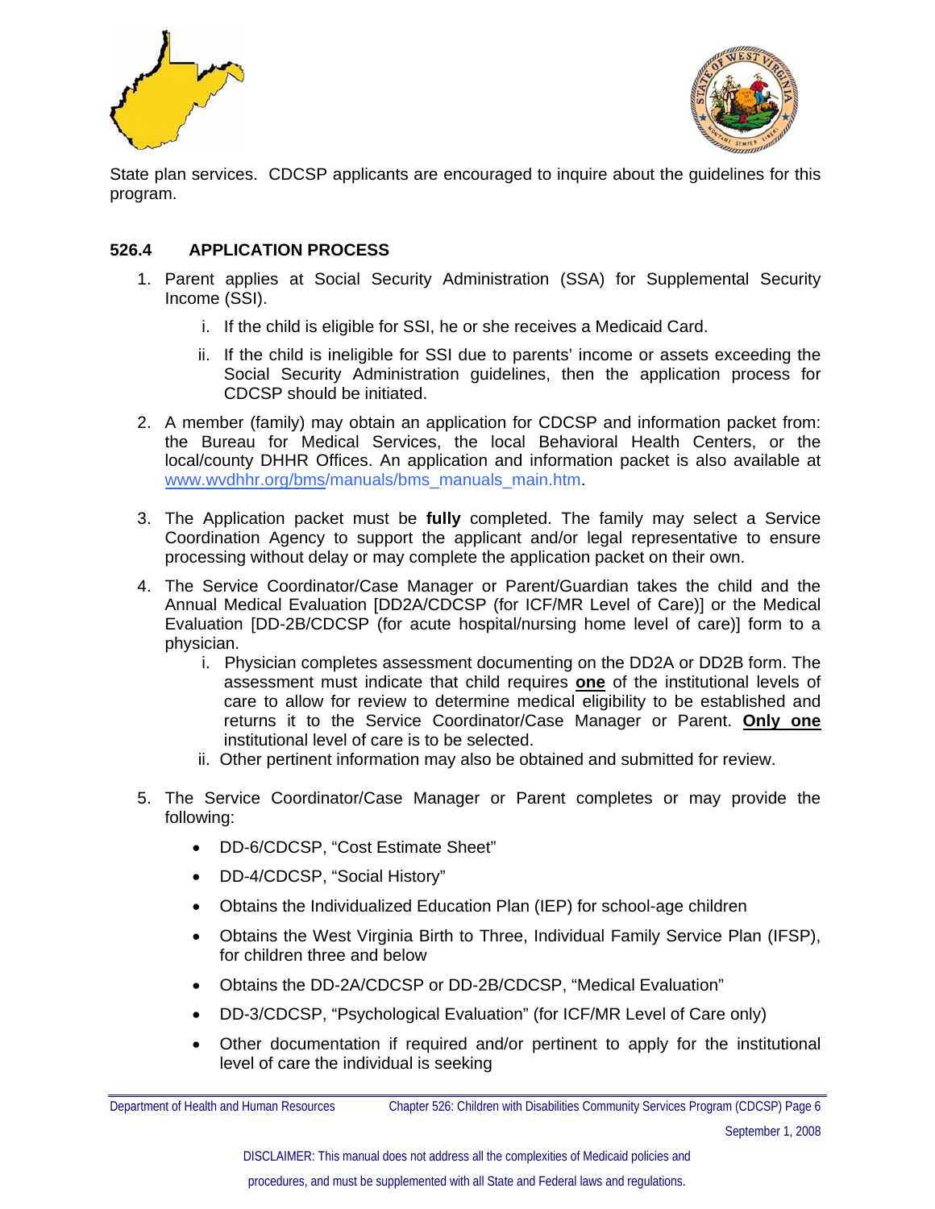State plan services. CDCSP applicants are encouraged to inquire about the guidelines for this program.

## 526.4 APPLICATION PROCESS

1. Parent applies at Social Security Administration (SSA) for Supplemental Security Income (SSI).
   i. If the child is eligible for SSI, he or she receives a Medicaid Card.
   ii. If the child is ineligible for SSI due to parents' income or assets exceeding the Social Security Administration guidelines, then the application process for CDCSP should be initiated.
2. A member (family) may obtain an application for CDCSP and information packet from: the Bureau for Medical Services, the local Behavioral Health Centers, or the local/county DHHR Offices. An application and information packet is also available at www.wvdhhr.org/bms/manuals/bms_manuals_main.htm.
3. The Application packet must be **fully** completed. The family may select a Service Coordination Agency to support the applicant and/or legal representative to ensure processing without delay or may complete the application packet on their own.
4. The Service Coordinator/Case Manager or Parent/Guardian takes the child and the Annual Medical Evaluation [DD2A/CDCSP (for ICF/MR Level of Care)] or the Medical Evaluation [DD-2B/CDCSP (for acute hospital/nursing home level of care)] form to a physician.
   i. Physician completes assessment documenting on the DD2A or DD2B form. The assessment must indicate that child requires **one** of the institutional levels of care to allow for review to determine medical eligibility to be established and returns it to the Service Coordinator/Case Manager or Parent. **Only one** institutional level of care is to be selected.
   ii. Other pertinent information may also be obtained and submitted for review.
5. The Service Coordinator/Case Manager or Parent completes or may provide the following:
   - DD-6/CDCSP, "Cost Estimate Sheet"
   - DD-4/CDCSP, "Social History"
   - Obtains the Individualized Education Plan (IEP) for school-age children
   - Obtains the West Virginia Birth to Three, Individual Family Service Plan (IFSP), for children three and below
   - Obtains the DD-2A/CDCSP or DD-2B/CDCSP, "Medical Evaluation"
   - DD-3/CDCSP, "Psychological Evaluation" (for ICF/MR Level of Care only)
   - Other documentation if required and/or pertinent to apply for the institutional level of care the individual is seeking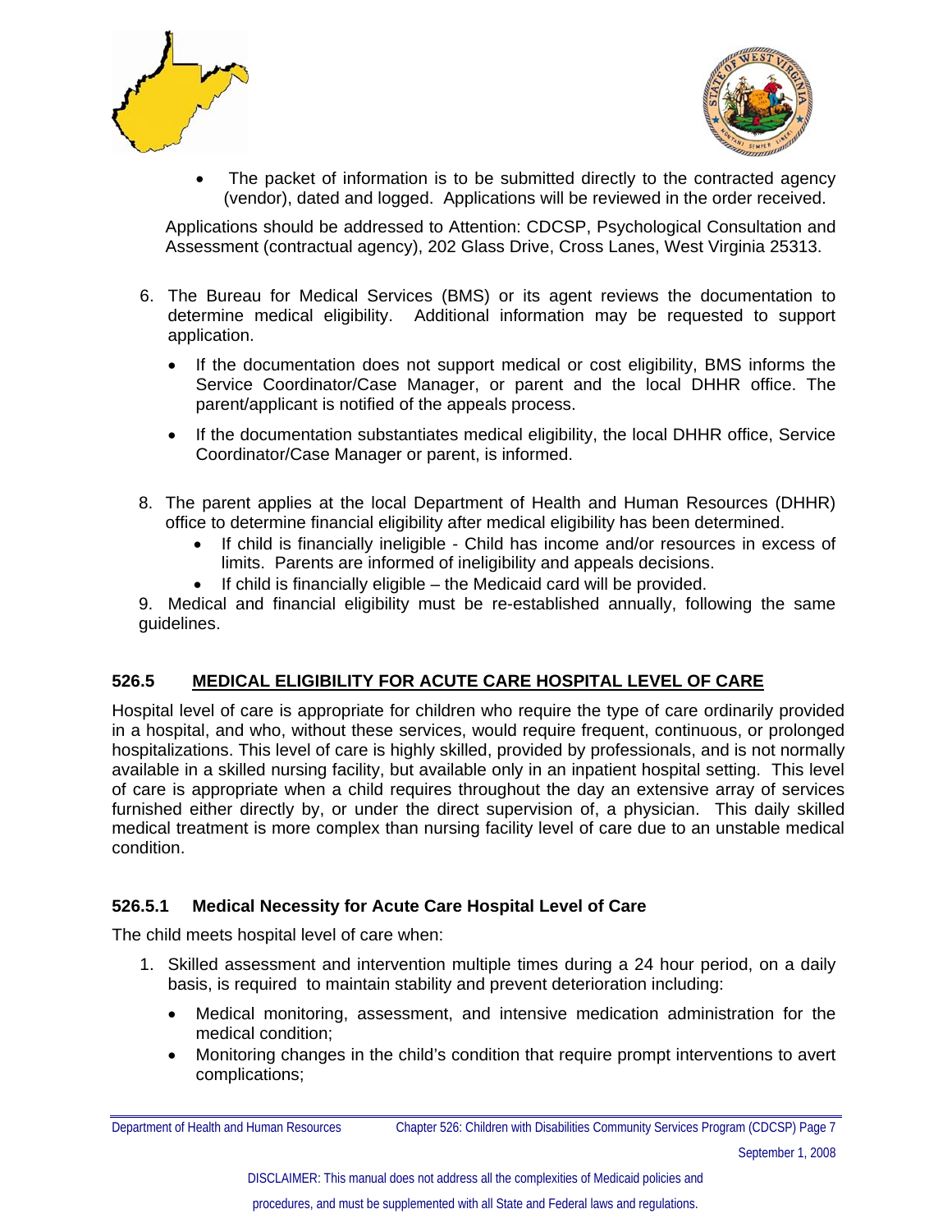- The packet of information is to be submitted directly to the contracted agency (vendor), dated and logged. Applications will be reviewed in the order received.

Applications should be addressed to Attention: CDCSP, Psychological Consultation and Assessment (contractual agency), 202 Glass Drive, Cross Lanes, West Virginia 25313.

6. The Bureau for Medical Services (BMS) or its agent reviews the documentation to determine medical eligibility. Additional information may be requested to support application.
   - If the documentation does not support medical or cost eligibility, BMS informs the Service Coordinator/Case Manager, or parent and the local DHHR office. The parent/applicant is notified of the appeals process.
   - If the documentation substantiates medical eligibility, the local DHHR office, Service Coordinator/Case Manager or parent, is informed.

8. The parent applies at the local Department of Health and Human Resources (DHHR) office to determine financial eligibility after medical eligibility has been determined.
   - If child is financially ineligible - Child has income and/or resources in excess of limits. Parents are informed of ineligibility and appeals decisions.
   - If child is financially eligible – the Medicaid card will be provided.

9. Medical and financial eligibility must be re-established annually, following the same guidelines.

## 526.5 MEDICAL ELIGIBILITY FOR ACUTE CARE HOSPITAL LEVEL OF CARE

Hospital level of care is appropriate for children who require the type of care ordinarily provided in a hospital, and who, without these services, would require frequent, continuous, or prolonged hospitalizations. This level of care is highly skilled, provided by professionals, and is not normally available in a skilled nursing facility, but available only in an inpatient hospital setting. This level of care is appropriate when a child requires throughout the day an extensive array of services furnished either directly by, or under the direct supervision of, a physician. This daily skilled medical treatment is more complex than nursing facility level of care due to an unstable medical condition.

### 526.5.1 Medical Necessity for Acute Care Hospital Level of Care

The child meets hospital level of care when:

1. Skilled assessment and intervention multiple times during a 24 hour period, on a daily basis, is required to maintain stability and prevent deterioration including:
   - Medical monitoring, assessment, and intensive medication administration for the medical condition;
   - Monitoring changes in the child's condition that require prompt interventions to avert complications;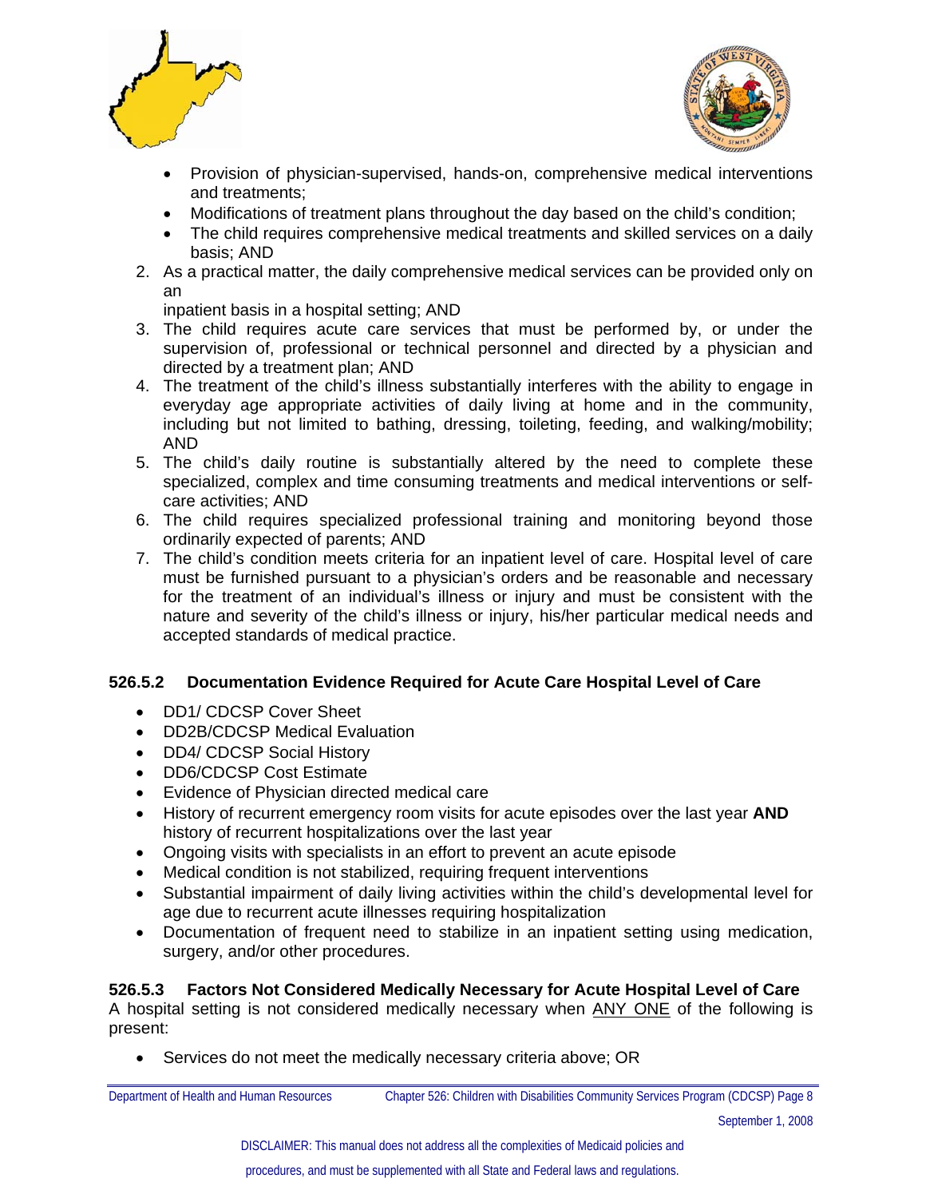- Provision of physician-supervised, hands-on, comprehensive medical interventions and treatments;
- Modifications of treatment plans throughout the day based on the child's condition;
- The child requires comprehensive medical treatments and skilled services on a daily basis; AND

2. As a practical matter, the daily comprehensive medical services can be provided only on an inpatient basis in a hospital setting; AND
3. The child requires acute care services that must be performed by, or under the supervision of, professional or technical personnel and directed by a physician and directed by a treatment plan; AND
4. The treatment of the child's illness substantially interferes with the ability to engage in everyday age appropriate activities of daily living at home and in the community, including but not limited to bathing, dressing, toileting, feeding, and walking/mobility; AND
5. The child's daily routine is substantially altered by the need to complete these specialized, complex and time consuming treatments and medical interventions or self-care activities; AND
6. The child requires specialized professional training and monitoring beyond those ordinarily expected of parents; AND
7. The child's condition meets criteria for an inpatient level of care. Hospital level of care must be furnished pursuant to a physician's orders and be reasonable and necessary for the treatment of an individual's illness or injury and must be consistent with the nature and severity of the child's illness or injury, his/her particular medical needs and accepted standards of medical practice.

### 526.5.2 Documentation Evidence Required for Acute Care Hospital Level of Care

- DD1/ CDCSP Cover Sheet
- DD2B/CDCSP Medical Evaluation
- DD4/ CDCSP Social History
- DD6/CDCSP Cost Estimate
- Evidence of Physician directed medical care
- History of recurrent emergency room visits for acute episodes over the last year **AND** history of recurrent hospitalizations over the last year
- Ongoing visits with specialists in an effort to prevent an acute episode
- Medical condition is not stabilized, requiring frequent interventions
- Substantial impairment of daily living activities within the child's developmental level for age due to recurrent acute illnesses requiring hospitalization
- Documentation of frequent need to stabilize in an inpatient setting using medication, surgery, and/or other procedures.

### 526.5.3 Factors Not Considered Medically Necessary for Acute Hospital Level of Care

A hospital setting is not considered medically necessary when ANY ONE of the following is present:

- Services do not meet the medically necessary criteria above; OR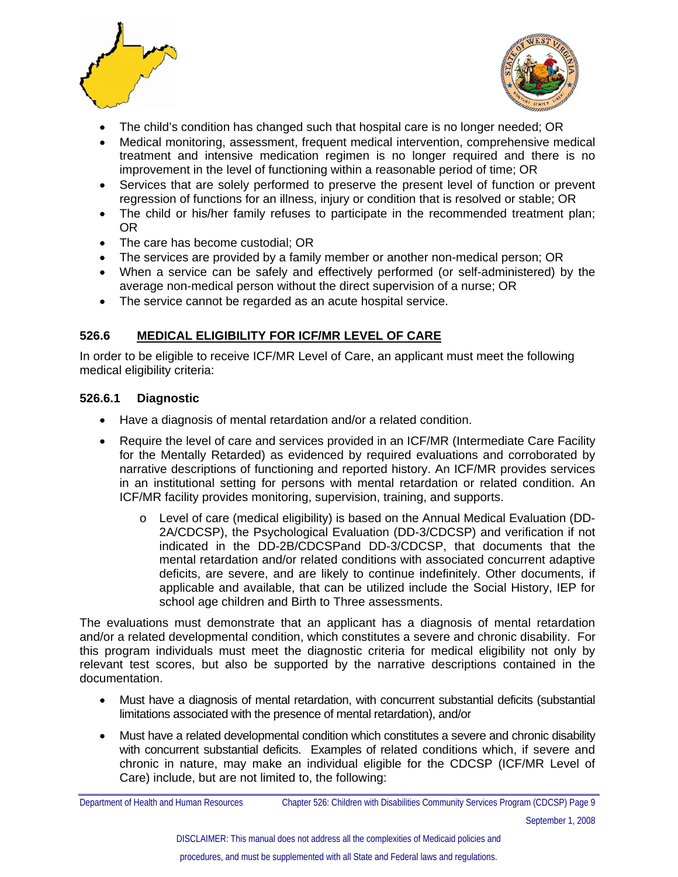- The child's condition has changed such that hospital care is no longer needed; OR
- Medical monitoring, assessment, frequent medical intervention, comprehensive medical treatment and intensive medication regimen is no longer required and there is no improvement in the level of functioning within a reasonable period of time; OR
- Services that are solely performed to preserve the present level of function or prevent regression of functions for an illness, injury or condition that is resolved or stable; OR
- The child or his/her family refuses to participate in the recommended treatment plan; OR
- The care has become custodial; OR
- The services are provided by a family member or another non-medical person; OR
- When a service can be safely and effectively performed (or self-administered) by the average non-medical person without the direct supervision of a nurse; OR
- The service cannot be regarded as an acute hospital service.

## 526.6 MEDICAL ELIGIBILITY FOR ICF/MR LEVEL OF CARE

In order to be eligible to receive ICF/MR Level of Care, an applicant must meet the following medical eligibility criteria:

### 526.6.1 Diagnostic

- Have a diagnosis of mental retardation and/or a related condition.
- Require the level of care and services provided in an ICF/MR (Intermediate Care Facility for the Mentally Retarded) as evidenced by required evaluations and corroborated by narrative descriptions of functioning and reported history. An ICF/MR provides services in an institutional setting for persons with mental retardation or related condition. An ICF/MR facility provides monitoring, supervision, training, and supports.
  - Level of care (medical eligibility) is based on the Annual Medical Evaluation (DD-2A/CDCSP), the Psychological Evaluation (DD-3/CDCSP) and verification if not indicated in the DD-2B/CDCSPand DD-3/CDCSP, that documents that the mental retardation and/or related conditions with associated concurrent adaptive deficits, are severe, and are likely to continue indefinitely. Other documents, if applicable and available, that can be utilized include the Social History, IEP for school age children and Birth to Three assessments.

The evaluations must demonstrate that an applicant has a diagnosis of mental retardation and/or a related developmental condition, which constitutes a severe and chronic disability. For this program individuals must meet the diagnostic criteria for medical eligibility not only by relevant test scores, but also be supported by the narrative descriptions contained in the documentation.

- Must have a diagnosis of mental retardation, with concurrent substantial deficits (substantial limitations associated with the presence of mental retardation), and/or
- Must have a related developmental condition which constitutes a severe and chronic disability with concurrent substantial deficits. Examples of related conditions which, if severe and chronic in nature, may make an individual eligible for the CDCSP (ICF/MR Level of Care) include, but are not limited to, the following: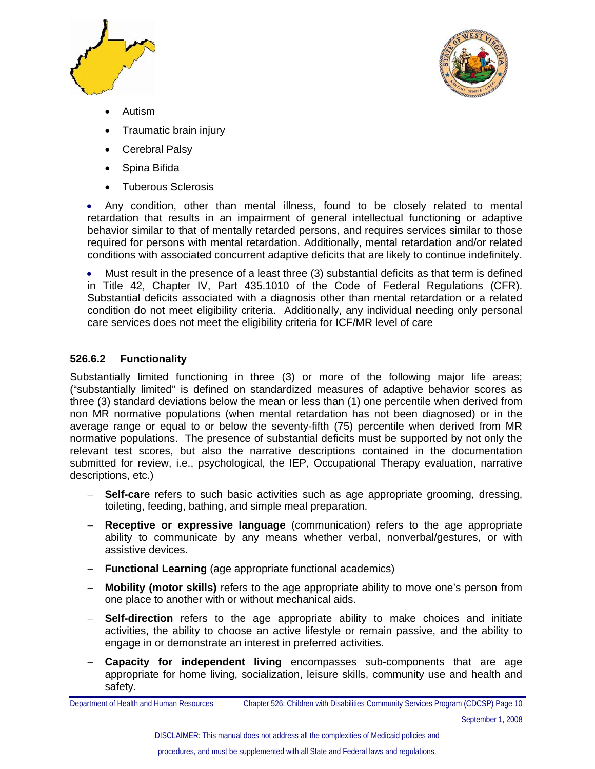- Autism
- Traumatic brain injury
- Cerebral Palsy
- Spina Bifida
- Tuberous Sclerosis

- Any condition, other than mental illness, found to be closely related to mental retardation that results in an impairment of general intellectual functioning or adaptive behavior similar to that of mentally retarded persons, and requires services similar to those required for persons with mental retardation. Additionally, mental retardation and/or related conditions with associated concurrent adaptive deficits that are likely to continue indefinitely.

- Must result in the presence of a least three (3) substantial deficits as that term is defined in Title 42, Chapter IV, Part 435.1010 of the Code of Federal Regulations (CFR). Substantial deficits associated with a diagnosis other than mental retardation or a related condition do not meet eligibility criteria. Additionally, any individual needing only personal care services does not meet the eligibility criteria for ICF/MR level of care

### 526.6.2 Functionality

Substantially limited functioning in three (3) or more of the following major life areas; ("substantially limited" is defined on standardized measures of adaptive behavior scores as three (3) standard deviations below the mean or less than (1) one percentile when derived from non MR normative populations (when mental retardation has not been diagnosed) or in the average range or equal to or below the seventy-fifth (75) percentile when derived from MR normative populations. The presence of substantial deficits must be supported by not only the relevant test scores, but also the narrative descriptions contained in the documentation submitted for review, i.e., psychological, the IEP, Occupational Therapy evaluation, narrative descriptions, etc.)

- **Self-care** refers to such basic activities such as age appropriate grooming, dressing, toileting, feeding, bathing, and simple meal preparation.
- **Receptive or expressive language** (communication) refers to the age appropriate ability to communicate by any means whether verbal, nonverbal/gestures, or with assistive devices.
- **Functional Learning** (age appropriate functional academics)
- **Mobility (motor skills)** refers to the age appropriate ability to move one's person from one place to another with or without mechanical aids.
- **Self-direction** refers to the age appropriate ability to make choices and initiate activities, the ability to choose an active lifestyle or remain passive, and the ability to engage in or demonstrate an interest in preferred activities.
- **Capacity for independent living** encompasses sub-components that are age appropriate for home living, socialization, leisure skills, community use and health and safety.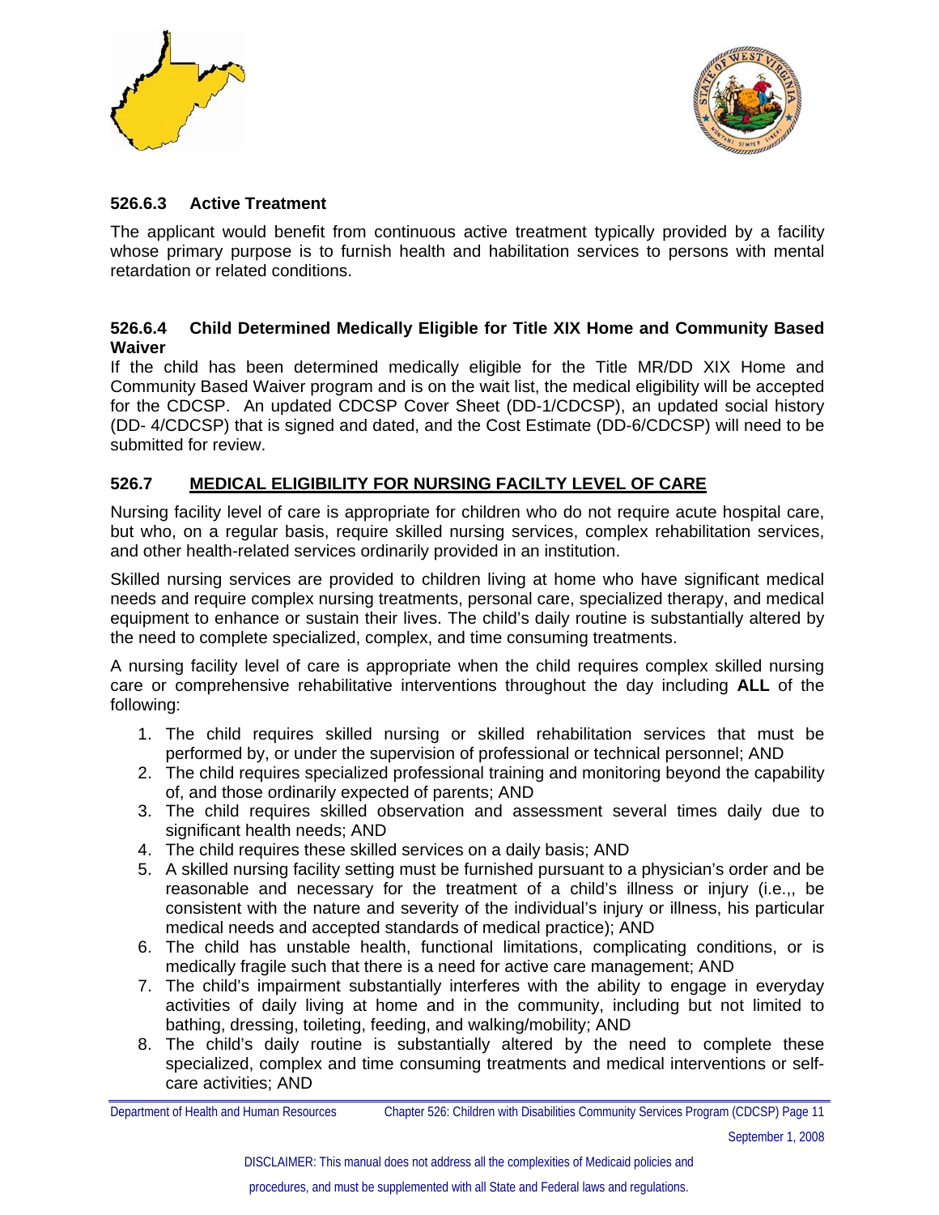### 526.6.3 Active Treatment

The applicant would benefit from continuous active treatment typically provided by a facility whose primary purpose is to furnish health and habilitation services to persons with mental retardation or related conditions.

### 526.6.4 Child Determined Medically Eligible for Title XIX Home and Community Based Waiver

If the child has been determined medically eligible for the Title MR/DD XIX Home and Community Based Waiver program and is on the wait list, the medical eligibility will be accepted for the CDCSP. An updated CDCSP Cover Sheet (DD-1/CDCSP), an updated social history (DD- 4/CDCSP) that is signed and dated, and the Cost Estimate (DD-6/CDCSP) will need to be submitted for review.

## 526.7 MEDICAL ELIGIBILITY FOR NURSING FACILTY LEVEL OF CARE

Nursing facility level of care is appropriate for children who do not require acute hospital care, but who, on a regular basis, require skilled nursing services, complex rehabilitation services, and other health-related services ordinarily provided in an institution.

Skilled nursing services are provided to children living at home who have significant medical needs and require complex nursing treatments, personal care, specialized therapy, and medical equipment to enhance or sustain their lives. The child's daily routine is substantially altered by the need to complete specialized, complex, and time consuming treatments.

A nursing facility level of care is appropriate when the child requires complex skilled nursing care or comprehensive rehabilitative interventions throughout the day including **ALL** of the following:

1. The child requires skilled nursing or skilled rehabilitation services that must be performed by, or under the supervision of professional or technical personnel; AND
2. The child requires specialized professional training and monitoring beyond the capability of, and those ordinarily expected of parents; AND
3. The child requires skilled observation and assessment several times daily due to significant health needs; AND
4. The child requires these skilled services on a daily basis; AND
5. A skilled nursing facility setting must be furnished pursuant to a physician's order and be reasonable and necessary for the treatment of a child's illness or injury (i.e.,, be consistent with the nature and severity of the individual's injury or illness, his particular medical needs and accepted standards of medical practice); AND
6. The child has unstable health, functional limitations, complicating conditions, or is medically fragile such that there is a need for active care management; AND
7. The child's impairment substantially interferes with the ability to engage in everyday activities of daily living at home and in the community, including but not limited to bathing, dressing, toileting, feeding, and walking/mobility; AND
8. The child's daily routine is substantially altered by the need to complete these specialized, complex and time consuming treatments and medical interventions or self-care activities; AND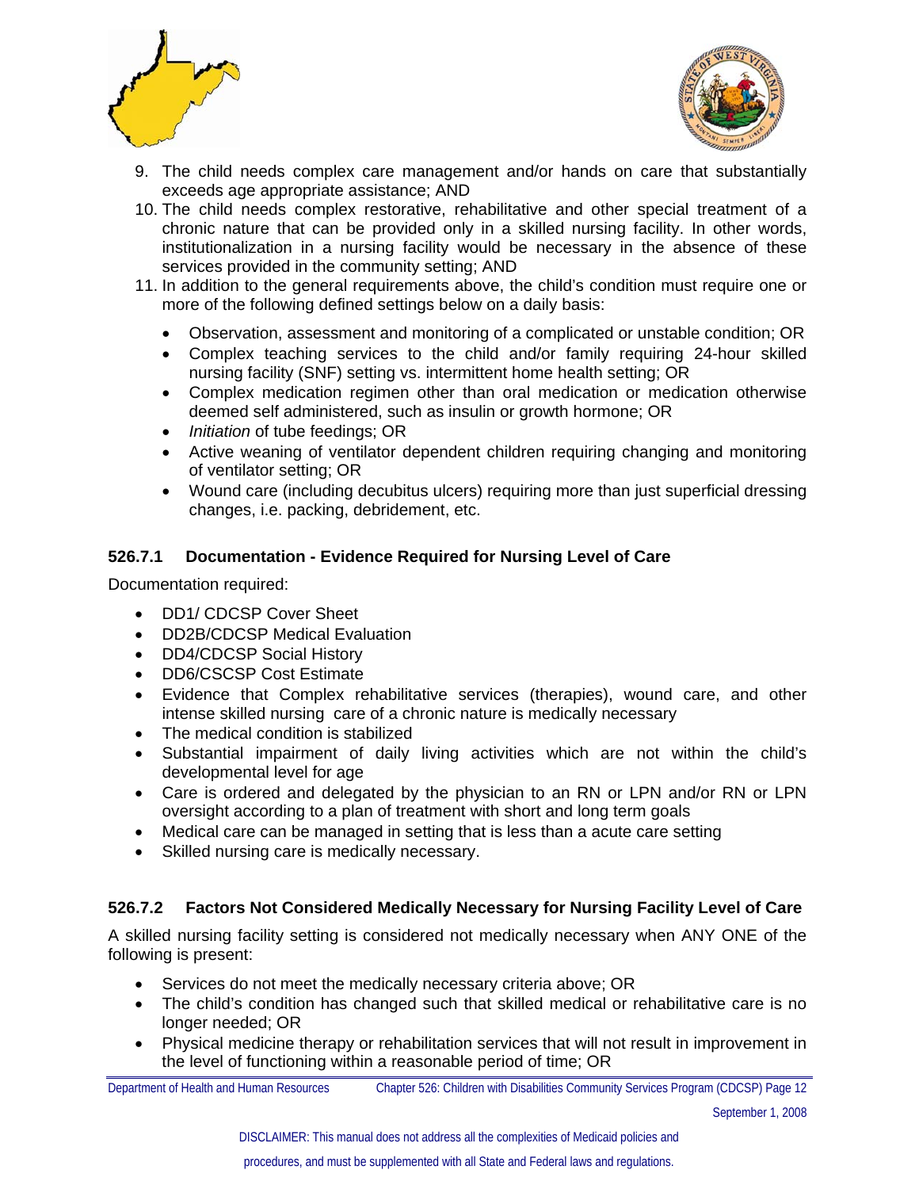9. The child needs complex care management and/or hands on care that substantially exceeds age appropriate assistance; AND
10. The child needs complex restorative, rehabilitative and other special treatment of a chronic nature that can be provided only in a skilled nursing facility. In other words, institutionalization in a nursing facility would be necessary in the absence of these services provided in the community setting; AND
11. In addition to the general requirements above, the child's condition must require one or more of the following defined settings below on a daily basis:
    - Observation, assessment and monitoring of a complicated or unstable condition; OR
    - Complex teaching services to the child and/or family requiring 24-hour skilled nursing facility (SNF) setting vs. intermittent home health setting; OR
    - Complex medication regimen other than oral medication or medication otherwise deemed self administered, such as insulin or growth hormone; OR
    - *Initiation* of tube feedings; OR
    - Active weaning of ventilator dependent children requiring changing and monitoring of ventilator setting; OR
    - Wound care (including decubitus ulcers) requiring more than just superficial dressing changes, i.e. packing, debridement, etc.

### 526.7.1 Documentation - Evidence Required for Nursing Level of Care

Documentation required:

- DD1/ CDCSP Cover Sheet
- DD2B/CDCSP Medical Evaluation
- DD4/CDCSP Social History
- DD6/CSCSP Cost Estimate
- Evidence that Complex rehabilitative services (therapies), wound care, and other intense skilled nursing care of a chronic nature is medically necessary
- The medical condition is stabilized
- Substantial impairment of daily living activities which are not within the child's developmental level for age
- Care is ordered and delegated by the physician to an RN or LPN and/or RN or LPN oversight according to a plan of treatment with short and long term goals
- Medical care can be managed in setting that is less than a acute care setting
- Skilled nursing care is medically necessary.

### 526.7.2 Factors Not Considered Medically Necessary for Nursing Facility Level of Care

A skilled nursing facility setting is considered not medically necessary when ANY ONE of the following is present:

- Services do not meet the medically necessary criteria above; OR
- The child's condition has changed such that skilled medical or rehabilitative care is no longer needed; OR
- Physical medicine therapy or rehabilitation services that will not result in improvement in the level of functioning within a reasonable period of time; OR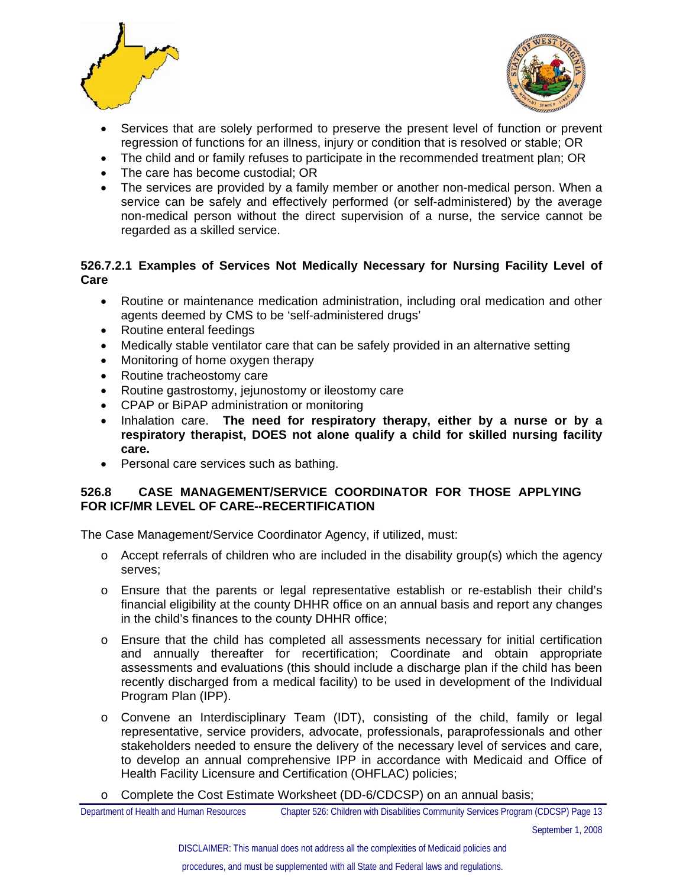- Services that are solely performed to preserve the present level of function or prevent regression of functions for an illness, injury or condition that is resolved or stable; OR
- The child and or family refuses to participate in the recommended treatment plan; OR
- The care has become custodial; OR
- The services are provided by a family member or another non-medical person. When a service can be safely and effectively performed (or self-administered) by the average non-medical person without the direct supervision of a nurse, the service cannot be regarded as a skilled service.

#### 526.7.2.1 Examples of Services Not Medically Necessary for Nursing Facility Level of Care

- Routine or maintenance medication administration, including oral medication and other agents deemed by CMS to be 'self-administered drugs'
- Routine enteral feedings
- Medically stable ventilator care that can be safely provided in an alternative setting
- Monitoring of home oxygen therapy
- Routine tracheostomy care
- Routine gastrostomy, jejunostomy or ileostomy care
- CPAP or BiPAP administration or monitoring
- Inhalation care. **The need for respiratory therapy, either by a nurse or by a respiratory therapist, DOES not alone qualify a child for skilled nursing facility care.**
- Personal care services such as bathing.

## 526.8 CASE MANAGEMENT/SERVICE COORDINATOR FOR THOSE APPLYING FOR ICF/MR LEVEL OF CARE--RECERTIFICATION

The Case Management/Service Coordinator Agency, if utilized, must:

- Accept referrals of children who are included in the disability group(s) which the agency serves;
- Ensure that the parents or legal representative establish or re-establish their child's financial eligibility at the county DHHR office on an annual basis and report any changes in the child's finances to the county DHHR office;
- Ensure that the child has completed all assessments necessary for initial certification and annually thereafter for recertification; Coordinate and obtain appropriate assessments and evaluations (this should include a discharge plan if the child has been recently discharged from a medical facility) to be used in development of the Individual Program Plan (IPP).
- Convene an Interdisciplinary Team (IDT), consisting of the child, family or legal representative, service providers, advocate, professionals, paraprofessionals and other stakeholders needed to ensure the delivery of the necessary level of services and care, to develop an annual comprehensive IPP in accordance with Medicaid and Office of Health Facility Licensure and Certification (OHFLAC) policies;
- Complete the Cost Estimate Worksheet (DD-6/CDCSP) on an annual basis;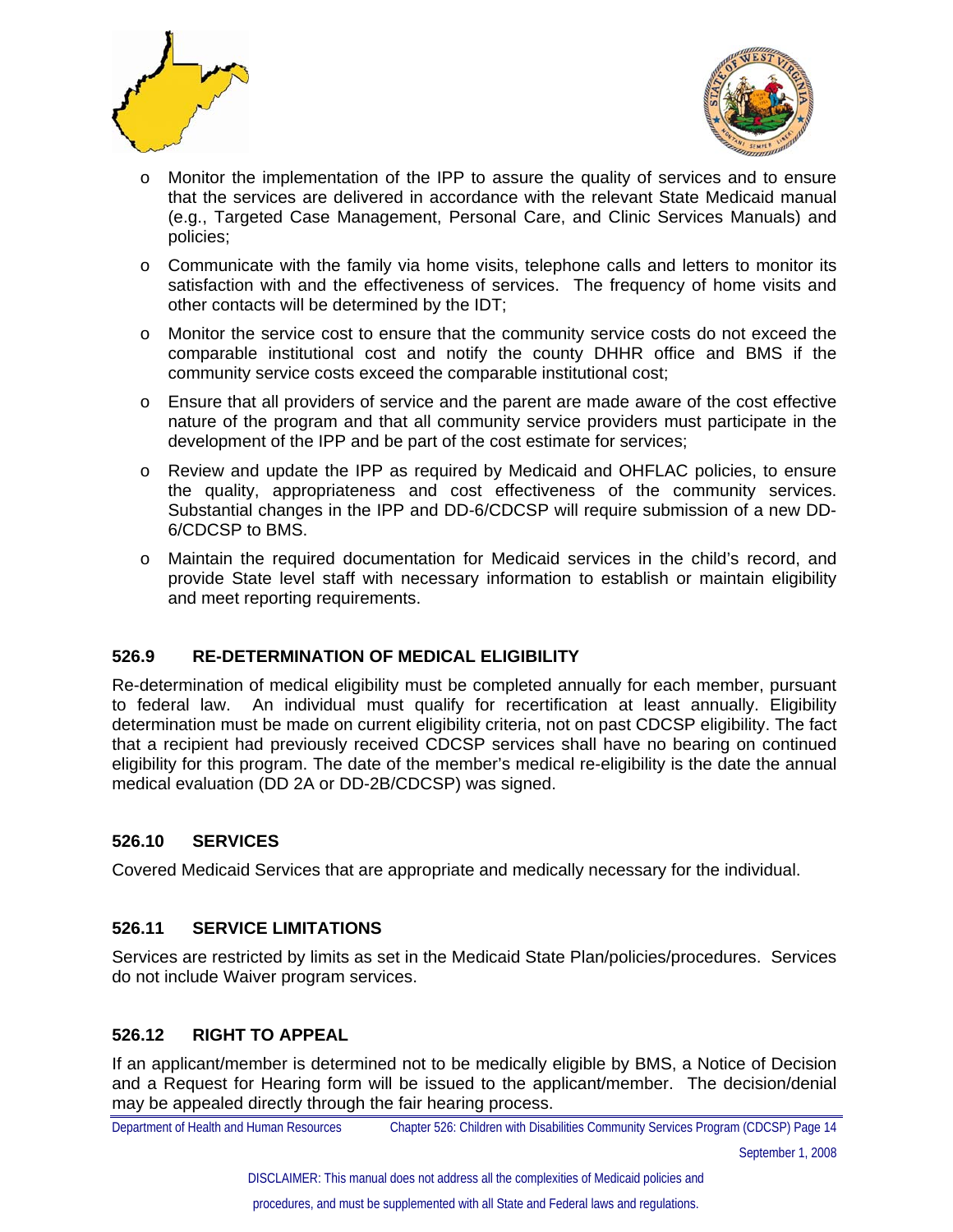- Monitor the implementation of the IPP to assure the quality of services and to ensure that the services are delivered in accordance with the relevant State Medicaid manual (e.g., Targeted Case Management, Personal Care, and Clinic Services Manuals) and policies;
- Communicate with the family via home visits, telephone calls and letters to monitor its satisfaction with and the effectiveness of services. The frequency of home visits and other contacts will be determined by the IDT;
- Monitor the service cost to ensure that the community service costs do not exceed the comparable institutional cost and notify the county DHHR office and BMS if the community service costs exceed the comparable institutional cost;
- Ensure that all providers of service and the parent are made aware of the cost effective nature of the program and that all community service providers must participate in the development of the IPP and be part of the cost estimate for services;
- Review and update the IPP as required by Medicaid and OHFLAC policies, to ensure the quality, appropriateness and cost effectiveness of the community services. Substantial changes in the IPP and DD-6/CDCSP will require submission of a new DD-6/CDCSP to BMS.
- Maintain the required documentation for Medicaid services in the child's record, and provide State level staff with necessary information to establish or maintain eligibility and meet reporting requirements.

## 526.9 RE-DETERMINATION OF MEDICAL ELIGIBILITY

Re-determination of medical eligibility must be completed annually for each member, pursuant to federal law. An individual must qualify for recertification at least annually. Eligibility determination must be made on current eligibility criteria, not on past CDCSP eligibility. The fact that a recipient had previously received CDCSP services shall have no bearing on continued eligibility for this program. The date of the member's medical re-eligibility is the date the annual medical evaluation (DD 2A or DD-2B/CDCSP) was signed.

## 526.10 SERVICES

Covered Medicaid Services that are appropriate and medically necessary for the individual.

## 526.11 SERVICE LIMITATIONS

Services are restricted by limits as set in the Medicaid State Plan/policies/procedures. Services do not include Waiver program services.

## 526.12 RIGHT TO APPEAL

If an applicant/member is determined not to be medically eligible by BMS, a Notice of Decision and a Request for Hearing form will be issued to the applicant/member. The decision/denial may be appealed directly through the fair hearing process.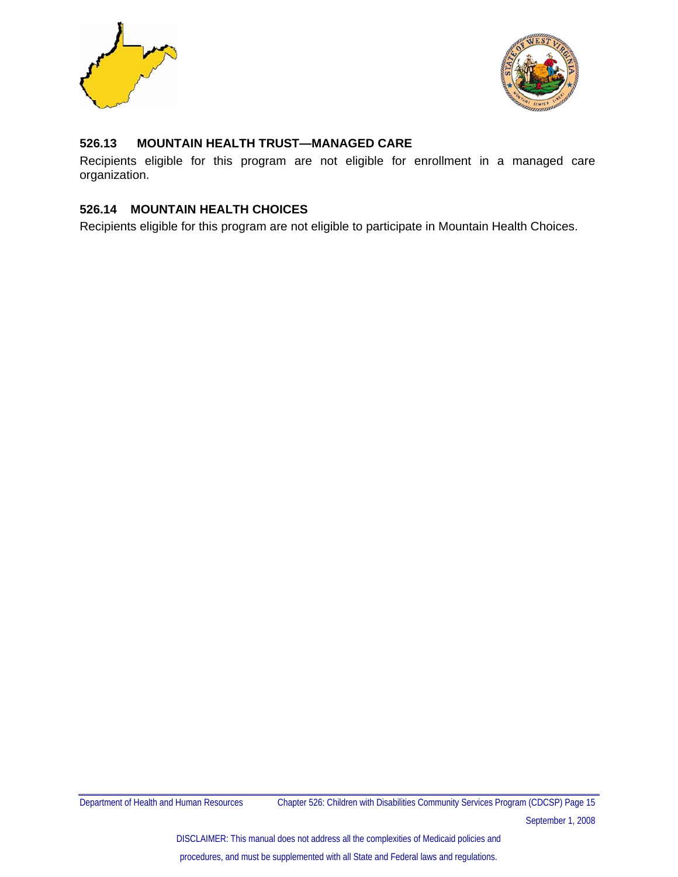## 526.13 MOUNTAIN HEALTH TRUST—MANAGED CARE

Recipients eligible for this program are not eligible for enrollment in a managed care organization.

## 526.14 MOUNTAIN HEALTH CHOICES

Recipients eligible for this program are not eligible to participate in Mountain Health Choices.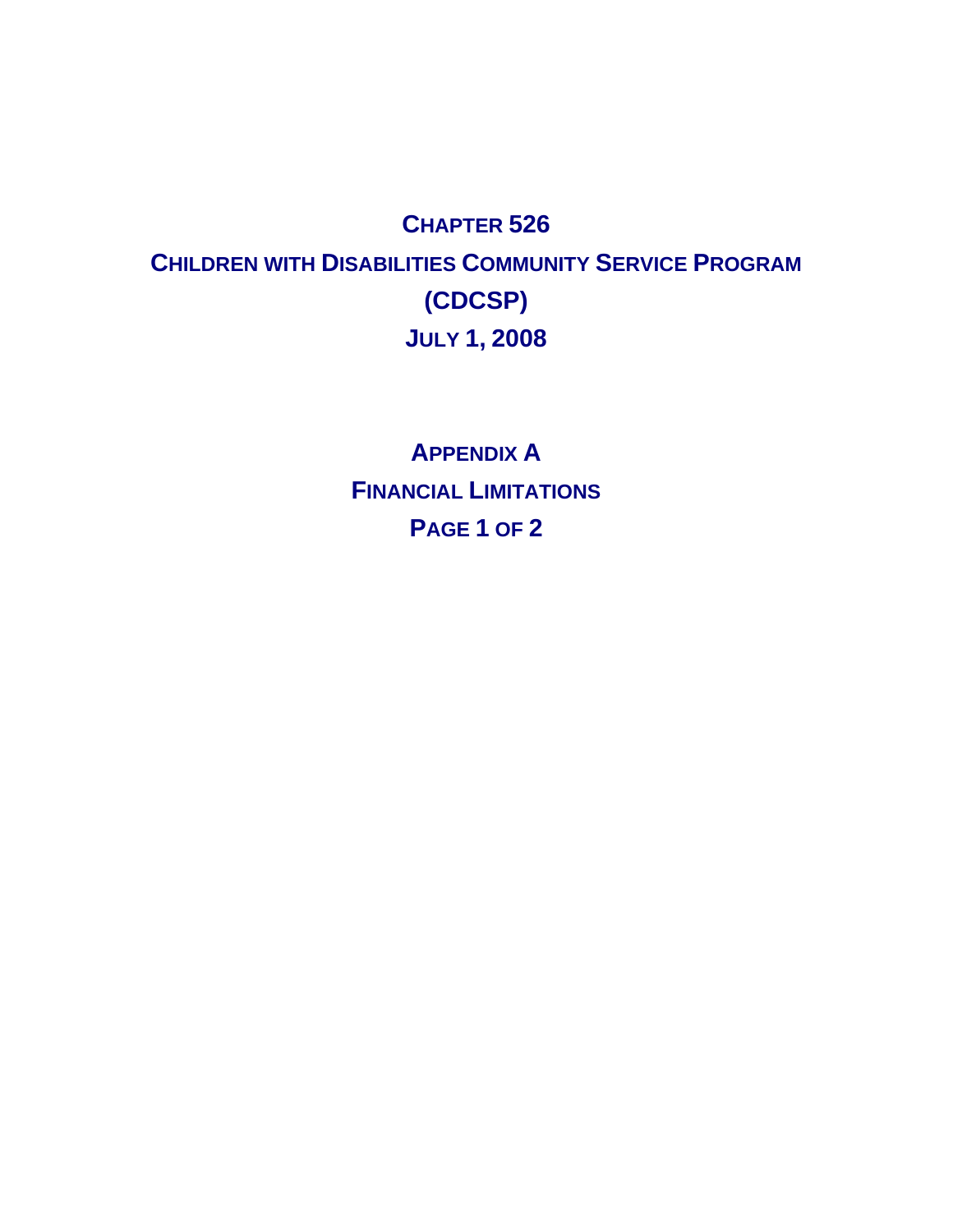# Chapter 526

## Children with Disabilities Community Service Program

## (CDCSP)

## July 1, 2008

## Appendix A

## Financial Limitations

## Page 1 of 2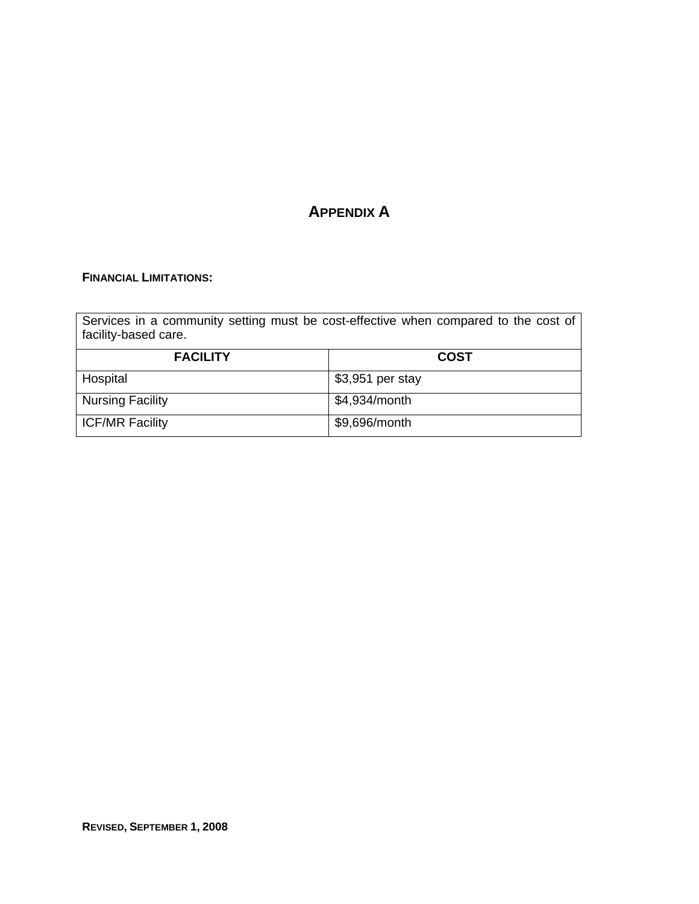# APPENDIX A

**FINANCIAL LIMITATIONS:**

| Services in a community setting must be cost-effective when compared to the cost of facility-based care. | |
|---|---|
| **FACILITY** | **COST** |
| Hospital | $3,951 per stay |
| Nursing Facility | $4,934/month |
| ICF/MR Facility | $9,696/month |

**REVISED, SEPTEMBER 1, 2008**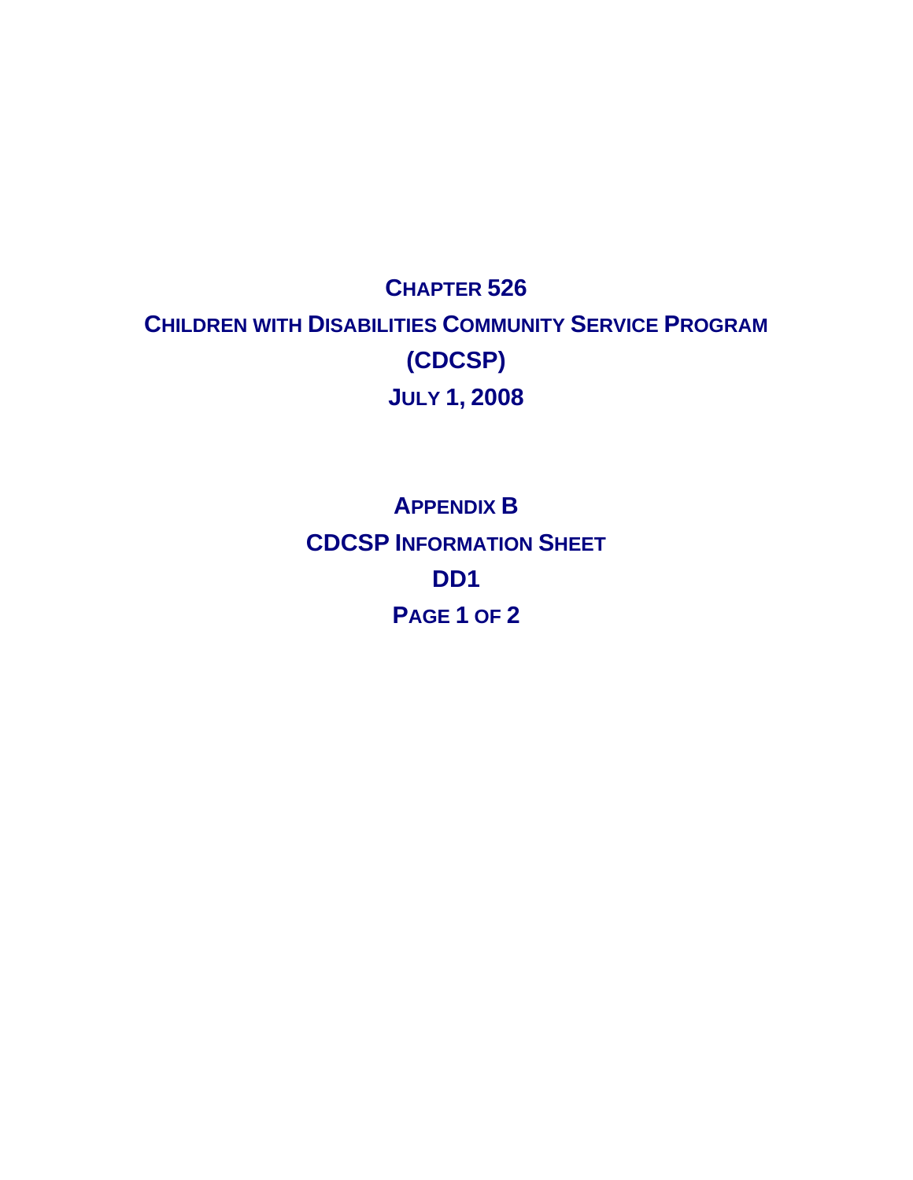# Chapter 526

# Children with Disabilities Community Service Program (CDCSP)

## July 1, 2008

## Appendix B

## CDCSP Information Sheet

## DD1

## Page 1 of 2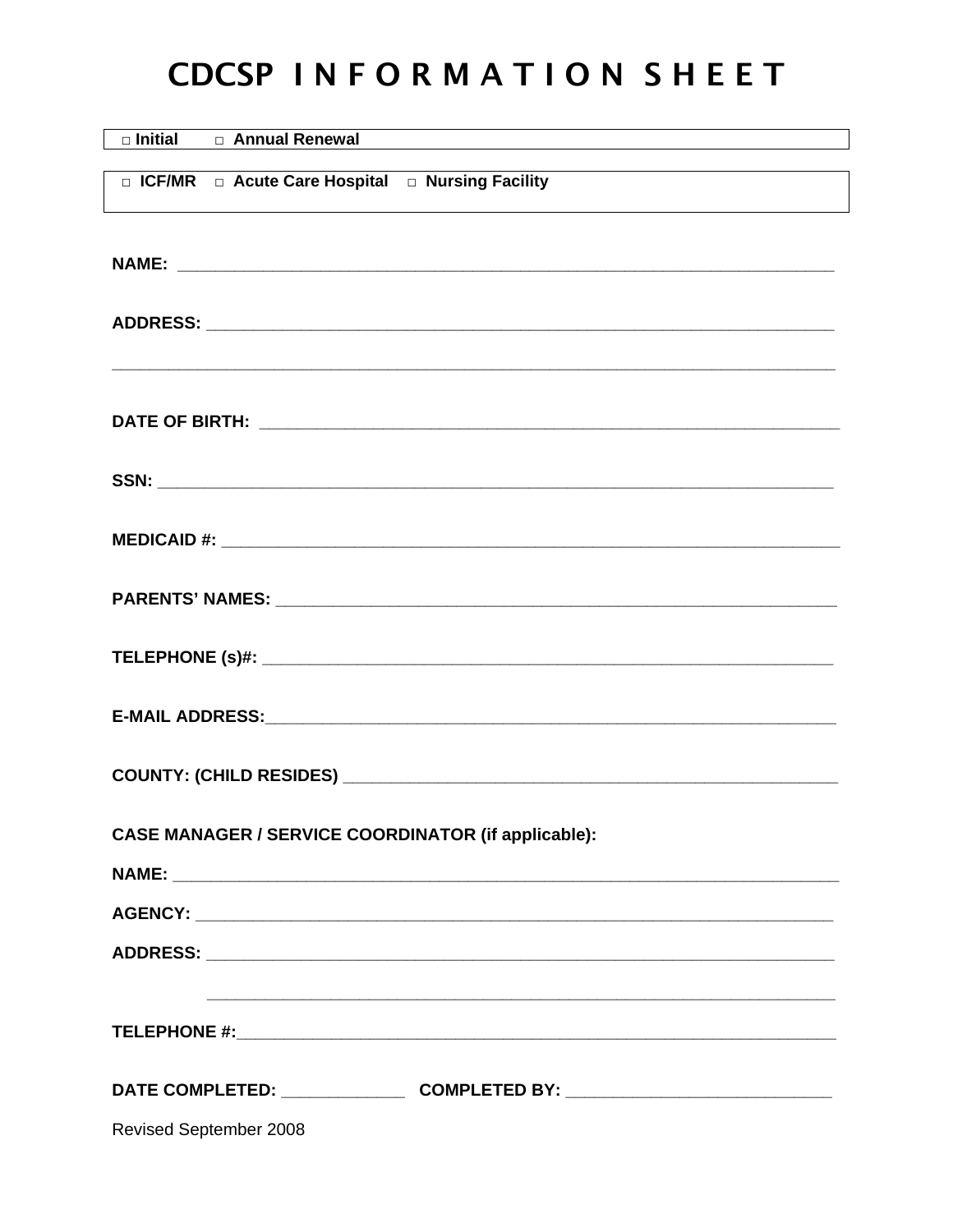# CDCSP INFORMATION SHEET

□ Initial □ Annual Renewal

□ ICF/MR □ Acute Care Hospital □ Nursing Facility

**NAME:** ____________________________________________

**ADDRESS:** ____________________________________________

____________________________________________

**DATE OF BIRTH:** ____________________________________________

**SSN:** ____________________________________________

**MEDICAID #:** ____________________________________________

**PARENTS' NAMES:** ____________________________________________

**TELEPHONE (s)#:** ____________________________________________

**E-MAIL ADDRESS:** ____________________________________________

**COUNTY: (CHILD RESIDES)** ____________________________________________

**CASE MANAGER / SERVICE COORDINATOR (if applicable):**

**NAME:** ____________________________________________

**AGENCY:** ____________________________________________

**ADDRESS:** ____________________________________________

____________________________________________

**TELEPHONE #:** ____________________________________________

**DATE COMPLETED:** _____________ **COMPLETED BY:** ____________________________

Revised September 2008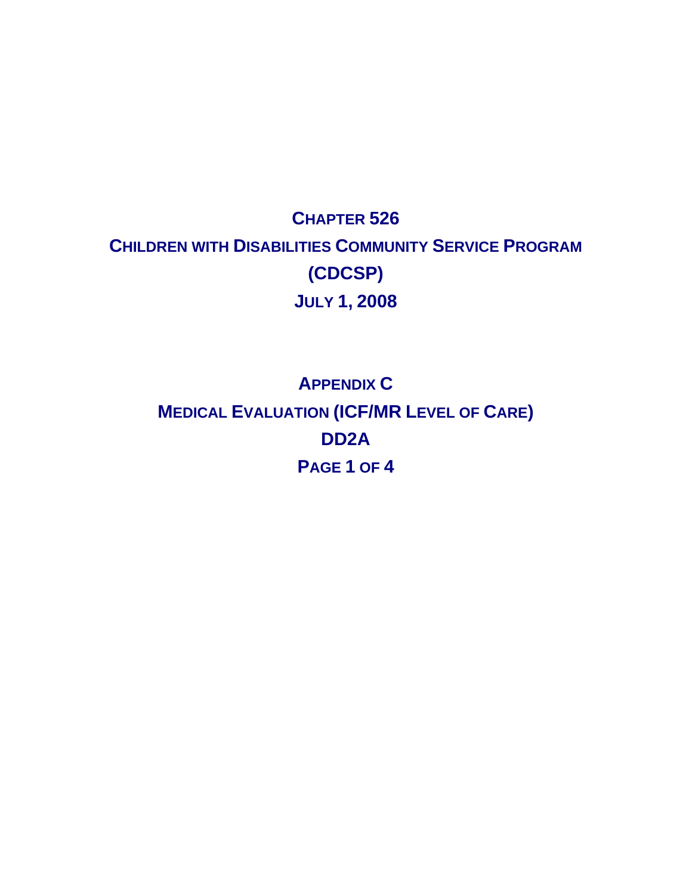# Chapter 526

# Children with Disabilities Community Service Program (CDCSP)

# July 1, 2008

## Appendix C

## Medical Evaluation (ICF/MR Level of Care)

## DD2A

## Page 1 of 4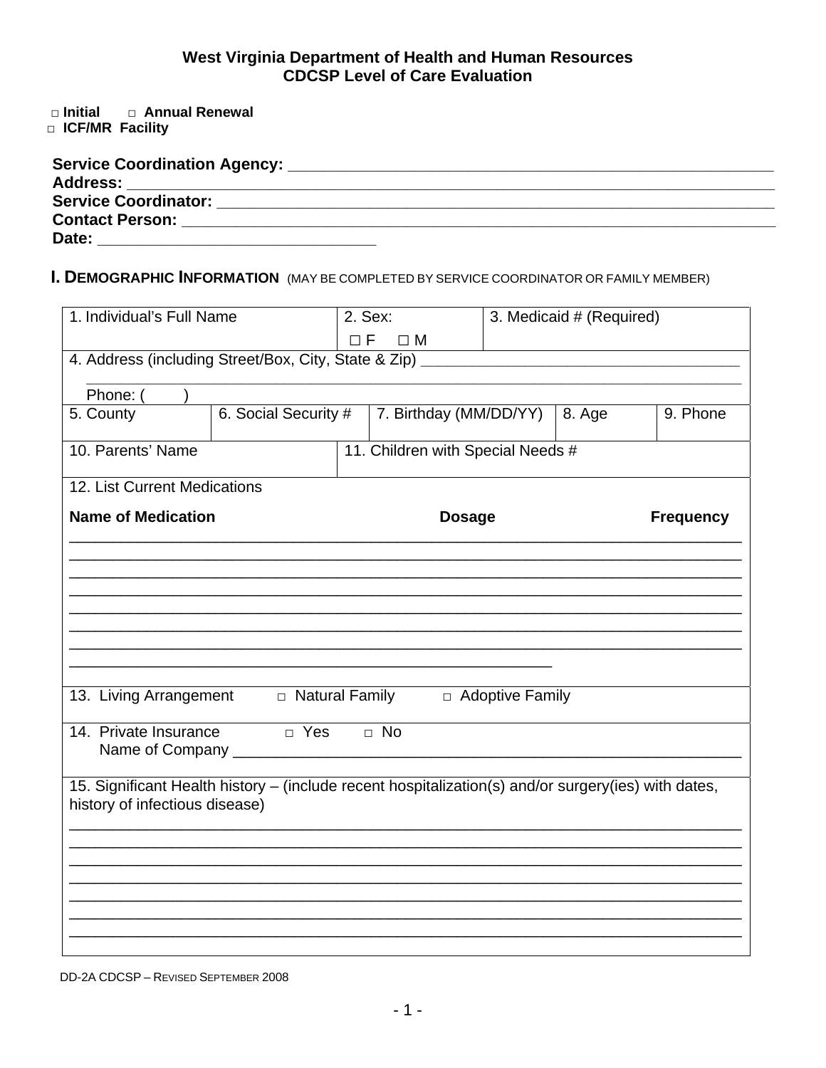# West Virginia Department of Health and Human Resources
# CDCSP Level of Care Evaluation

□ **Initial** □ **Annual Renewal**
□ **ICF/MR Facility**

**Service Coordination Agency:** ___________________________________________
**Address:** ___________________________________________
**Service Coordinator:** ___________________________________________
**Contact Person:** ___________________________________________
**Date:** ______________________________

## I. DEMOGRAPHIC INFORMATION (MAY BE COMPLETED BY SERVICE COORDINATOR OR FAMILY MEMBER)

| 1. Individual's Full Name | | 2. Sex: □ F □ M | | 3. Medicaid # (Required) | |
|---|---|---|---|---|---|
| 4. Address (including Street/Box, City, State & Zip) ___________________________________________ Phone: ( ) | | | | | |
| 5. County | 6. Social Security # | 7. Birthday (MM/DD/YY) | | 8. Age | 9. Phone |
| 10. Parents' Name | | 11. Children with Special Needs # | | | |

12. List Current Medications

| **Name of Medication** | **Dosage** | **Frequency** |
|---|---|---|
| | | |
| | | |
| | | |
| | | |
| | | |
| | | |
| | | |
| | | |

13. Living Arrangement □ Natural Family □ Adoptive Family

14. Private Insurance □ Yes □ No
Name of Company ___________________________________________

15. Significant Health history – (include recent hospitalization(s) and/or surgery(ies) with dates, history of infectious disease)

___________________________________________
___________________________________________
___________________________________________
___________________________________________
___________________________________________
___________________________________________
___________________________________________

DD-2A CDCSP – REVISED SEPTEMBER 2008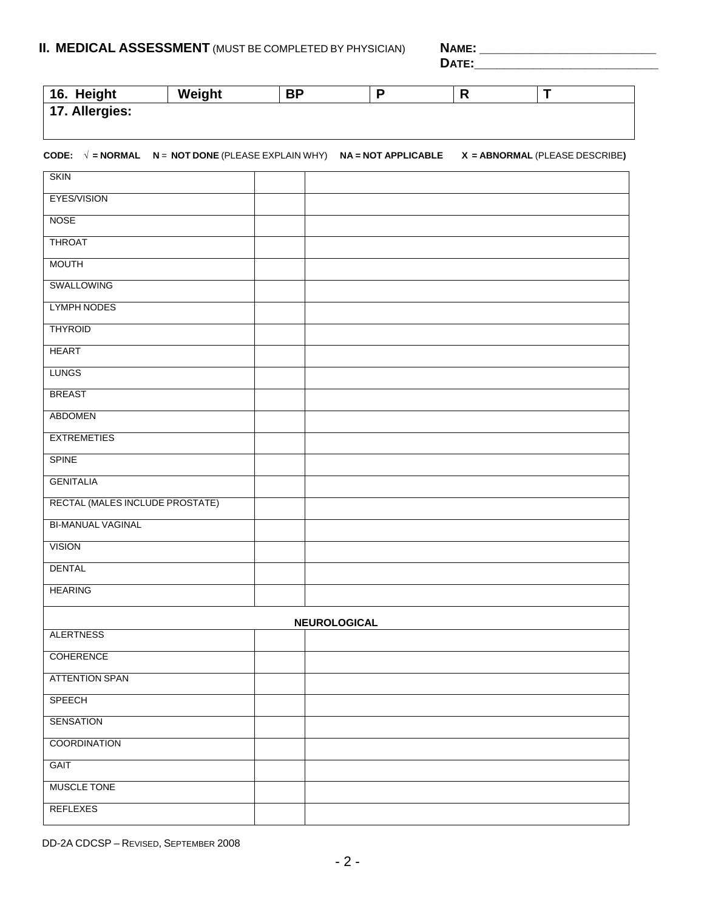## II. MEDICAL ASSESSMENT (MUST BE COMPLETED BY PHYSICIAN)

**NAME:** ___________________________
**DATE:** ___________________________

| 16. Height | Weight | BP | P | R | T |
|---|---|---|---|---|---|
| **17. Allergies:** | | | | | |

**CODE:** √ **= NORMAL** **N** = **NOT DONE** (PLEASE EXPLAIN WHY) **NA = NOT APPLICABLE** **X = ABNORMAL** (PLEASE DESCRIBE)

| | | |
|---|---|---|
| SKIN | | |
| EYES/VISION | | |
| NOSE | | |
| THROAT | | |
| MOUTH | | |
| SWALLOWING | | |
| LYMPH NODES | | |
| THYROID | | |
| HEART | | |
| LUNGS | | |
| BREAST | | |
| ABDOMEN | | |
| EXTREMETIES | | |
| SPINE | | |
| GENITALIA | | |
| RECTAL (MALES INCLUDE PROSTATE) | | |
| BI-MANUAL VAGINAL | | |
| VISION | | |
| DENTAL | | |
| HEARING | | |
| **NEUROLOGICAL** | | |
| ALERTNESS | | |
| COHERENCE | | |
| ATTENTION SPAN | | |
| SPEECH | | |
| SENSATION | | |
| COORDINATION | | |
| GAIT | | |
| MUSCLE TONE | | |
| REFLEXES | | |

DD-2A CDCSP – REVISED, SEPTEMBER 2008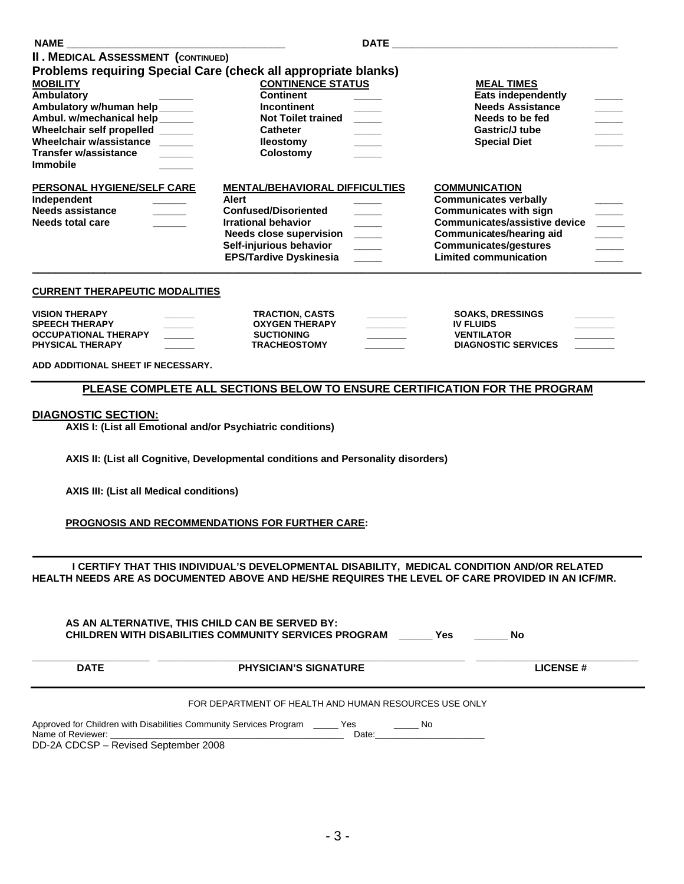NAME ______________________________________ DATE ________________________________________

## II. MEDICAL ASSESSMENT (CONTINUED)

### Problems requiring Special Care (check all appropriate blanks)

| MOBILITY | | CONTINENCE STATUS | | MEAL TIMES | |
|---|---|---|---|---|---|
| Ambulatory | ______ | Continent | _____ | Eats independently | _____ |
| Ambulatory w/human help | ______ | Incontinent | _____ | Needs Assistance | _____ |
| Ambul. w/mechanical help | ______ | Not Toilet trained | _____ | Needs to be fed | _____ |
| Wheelchair self propelled | ______ | Catheter | _____ | Gastric/J tube | _____ |
| Wheelchair w/assistance | ______ | Ileostomy | _____ | Special Diet | _____ |
| Transfer w/assistance | ______ | Colostomy | _____ | | |
| Immobile | ______ | | | | |

| PERSONAL HYGIENE/SELF CARE | | MENTAL/BEHAVIORAL DIFFICULTIES | | COMMUNICATION | |
|---|---|---|---|---|---|
| Independent | ______ | Alert | _____ | Communicates verbally | _____ |
| Needs assistance | ______ | Confused/Disoriented | _____ | Communicates with sign | _____ |
| Needs total care | ______ | Irrational behavior | _____ | Communicates/assistive device | _____ |
| | | Needs close supervision | _____ | Communicates/hearing aid | _____ |
| | | Self-injurious behavior | _____ | Communicates/gestures | _____ |
| | | EPS/Tardive Dyskinesia | _____ | Limited communication | _____ |

**CURRENT THERAPEUTIC MODALITIES**

| | | | | | |
|---|---|---|---|---|---|
| VISION THERAPY | ______ | TRACTION, CASTS | ________ | SOAKS, DRESSINGS | ________ |
| SPEECH THERAPY | ______ | OXYGEN THERAPY | ________ | IV FLUIDS | ________ |
| OCCUPATIONAL THERAPY | ______ | SUCTIONING | ________ | VENTILATOR | ________ |
| PHYSICAL THERAPY | ______ | TRACHEOSTOMY | ________ | DIAGNOSTIC SERVICES | ________ |

ADD ADDITIONAL SHEET IF NECESSARY.

**PLEASE COMPLETE ALL SECTIONS BELOW TO ENSURE CERTIFICATION FOR THE PROGRAM**

**DIAGNOSTIC SECTION:**

**AXIS I: (List all Emotional and/or Psychiatric conditions)**

**AXIS II: (List all Cognitive, Developmental conditions and Personality disorders)**

**AXIS III: (List all Medical conditions)**

**PROGNOSIS AND RECOMMENDATIONS FOR FURTHER CARE:**

**I CERTIFY THAT THIS INDIVIDUAL'S DEVELOPMENTAL DISABILITY, MEDICAL CONDITION AND/OR RELATED HEALTH NEEDS ARE AS DOCUMENTED ABOVE AND HE/SHE REQUIRES THE LEVEL OF CARE PROVIDED IN AN ICF/MR.**

**AS AN ALTERNATIVE, THIS CHILD CAN BE SERVED BY:**
**CHILDREN WITH DISABILITIES COMMUNITY SERVICES PROGRAM ______ Yes ______ No**

| ____________________ | ______________________________________________ | ____________________ |
|---|---|---|
| DATE | PHYSICIAN'S SIGNATURE | LICENSE # |

FOR DEPARTMENT OF HEALTH AND HUMAN RESOURCES USE ONLY

Approved for Children with Disabilities Community Services Program _____ Yes _____ No
Name of Reviewer: ______________________________________ Date: ____________________

DD-2A CDCSP – Revised September 2008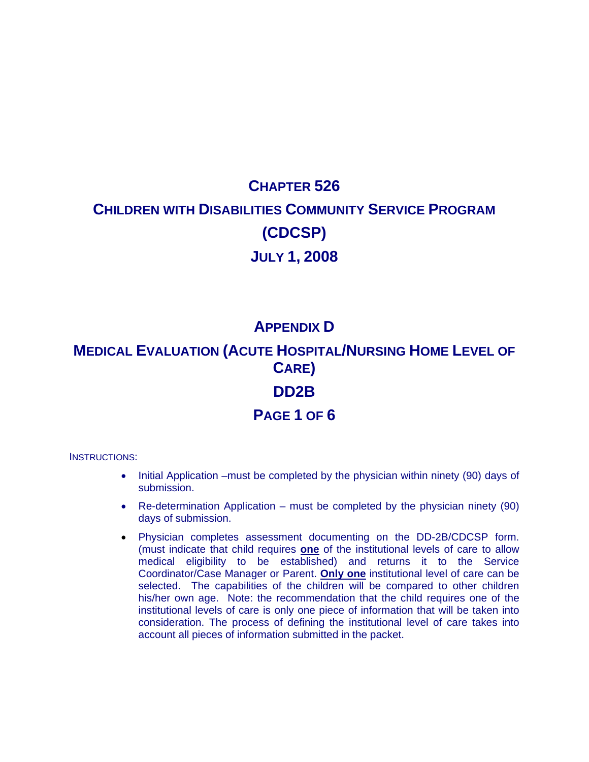# Chapter 526

# Children with Disabilities Community Service Program (CDCSP)

# July 1, 2008

## Appendix D

## Medical Evaluation (Acute Hospital/Nursing Home Level of Care)

## DD2B

## Page 1 of 6

INSTRUCTIONS:

- Initial Application –must be completed by the physician within ninety (90) days of submission.
- Re-determination Application – must be completed by the physician ninety (90) days of submission.
- Physician completes assessment documenting on the DD-2B/CDCSP form. (must indicate that child requires **one** of the institutional levels of care to allow medical eligibility to be established) and returns it to the Service Coordinator/Case Manager or Parent. **Only one** institutional level of care can be selected. The capabilities of the children will be compared to other children his/her own age. Note: the recommendation that the child requires one of the institutional levels of care is only one piece of information that will be taken into consideration. The process of defining the institutional level of care takes into account all pieces of information submitted in the packet.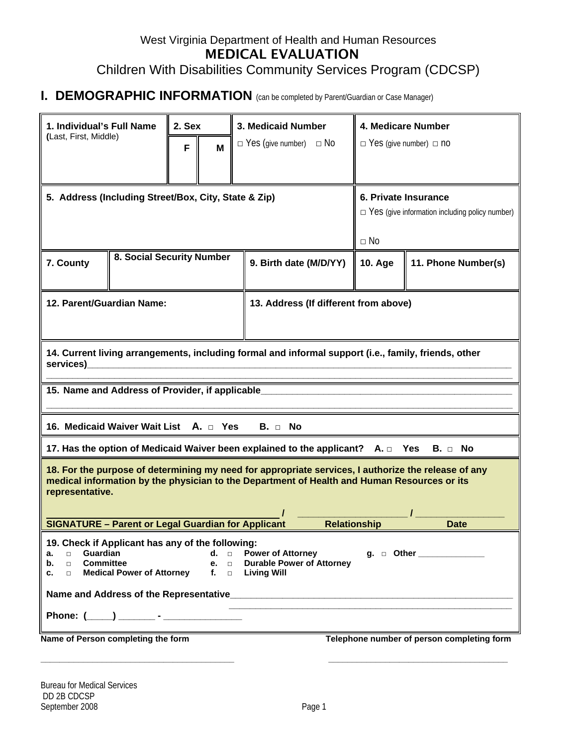West Virginia Department of Health and Human Resources

# MEDICAL EVALUATION

Children With Disabilities Community Services Program (CDCSP)

## I. DEMOGRAPHIC INFORMATION (can be completed by Parent/Guardian or Case Manager)

| **1. Individual's Full Name** (Last, First, Middle) | **2. Sex** F / M | **3. Medicaid Number** □ Yes (give number) □ No | **4. Medicare Number** □ Yes (give number) □ no |
|---|---|---|---|

| **5. Address (Including Street/Box, City, State & Zip)** | **6. Private Insurance** □ Yes (give information including policy number) □ No |
|---|---|

| **7. County** | **8. Social Security Number** | **9. Birth date (M/D/YY)** | **10. Age** | **11. Phone Number(s)** |
|---|---|---|---|---|

| **12. Parent/Guardian Name:** | **13. Address (If different from above)** |
|---|---|

**14. Current living arrangements, including formal and informal support (i.e., family, friends, other services)**______________________________________________________________________________

______________________________________________________________________________

**15. Name and Address of Provider, if applicable**______________________________________________

______________________________________________________________________________

**16. Medicaid Waiver Wait List A. □ Yes B. □ No**

**17. Has the option of Medicaid Waiver been explained to the applicant? A. □ Yes B. □ No**

**18. For the purpose of determining my need for appropriate services, I authorize the release of any medical information by the physician to the Department of Health and Human Resources or its representative.**

____________________________________________ / ____________________ / ________________

**SIGNATURE – Parent or Legal Guardian for Applicant** **Relationship** **Date**

**19. Check if Applicant has any of the following:**

- **a.** □ **Guardian**
- **b.** □ **Committee**
- **c.** □ **Medical Power of Attorney**
- **d.** □ **Power of Attorney**
- **e.** □ **Durable Power of Attorney**
- **f.** □ **Living Will**
- **g.** □ **Other** ______________

**Name and Address of the Representative**_______________________________________________

______________________________________________________________

**Phone: (_____) _______ - _______________**

**Name of Person completing the form** ________________________________________

**Telephone number of person completing form** ______________________________________

Bureau for Medical Services
DD 2B CDCSP
September 2008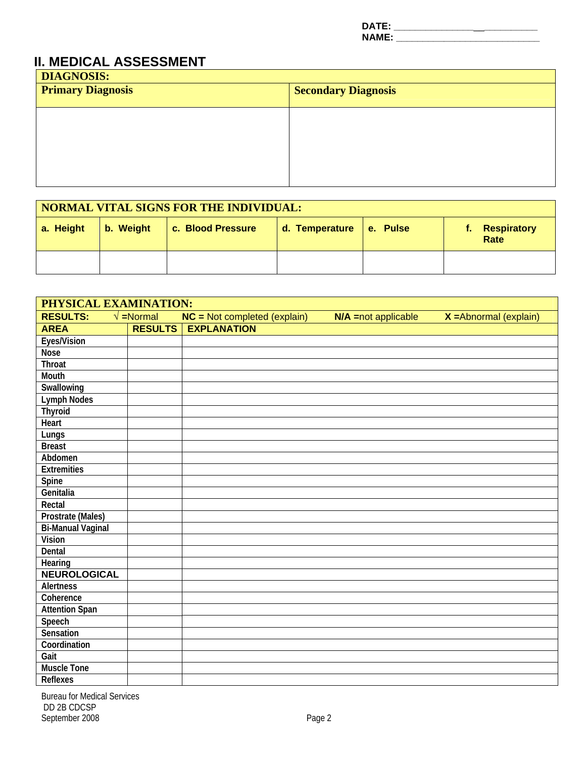DATE: ______________________________

NAME: ______________________________

## II. MEDICAL ASSESSMENT

| DIAGNOSIS: | |
|---|---|
| **Primary Diagnosis** | **Secondary Diagnosis** |
| | |

| NORMAL VITAL SIGNS FOR THE INDIVIDUAL: | | | | | |
|---|---|---|---|---|---|
| a. Height | b. Weight | c. Blood Pressure | d. Temperature | e. Pulse | f. Respiratory Rate |
| | | | | | |

| PHYSICAL EXAMINATION: | | |
|---|---|---|
| **RESULTS:** | √ =Normal | **NC =** Not completed (explain) **N/A =**not applicable **X =**Abnormal (explain) |
| **AREA** | **RESULTS** | **EXPLANATION** |
| Eyes/Vision | | |
| Nose | | |
| Throat | | |
| Mouth | | |
| Swallowing | | |
| Lymph Nodes | | |
| Thyroid | | |
| Heart | | |
| Lungs | | |
| Breast | | |
| Abdomen | | |
| Extremities | | |
| Spine | | |
| Genitalia | | |
| Rectal | | |
| Prostrate (Males) | | |
| Bi-Manual Vaginal | | |
| Vision | | |
| Dental | | |
| Hearing | | |
| **NEUROLOGICAL** | | |
| Alertness | | |
| Coherence | | |
| Attention Span | | |
| Speech | | |
| Sensation | | |
| Coordination | | |
| Gait | | |
| Muscle Tone | | |
| Reflexes | | |

Bureau for Medical Services
DD 2B CDCSP
September 2008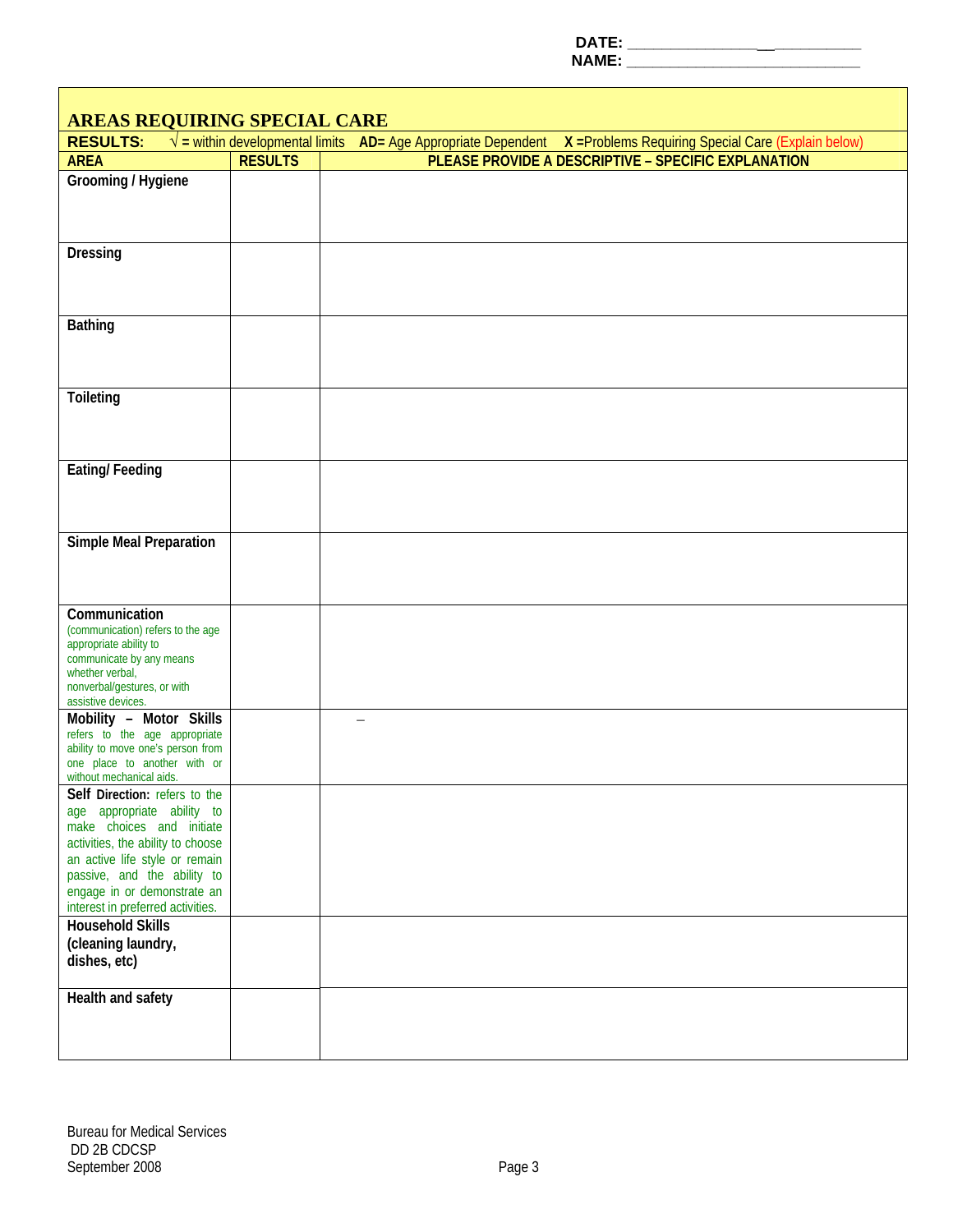DATE: ___________________________

NAME: ___________________________

## AREAS REQUIRING SPECIAL CARE

**RESULTS:** √ = within developmental limits **AD=** Age Appropriate Dependent **X =**Problems Requiring Special Care (Explain below)

| AREA | RESULTS | PLEASE PROVIDE A DESCRIPTIVE – SPECIFIC EXPLANATION |
|---|---|---|
| **Grooming / Hygiene** | | |
| **Dressing** | | |
| **Bathing** | | |
| **Toileting** | | |
| **Eating/ Feeding** | | |
| **Simple Meal Preparation** | | |
| **Communication** (communication) refers to the age appropriate ability to communicate by any means whether verbal, nonverbal/gestures, or with assistive devices. | | |
| **Mobility – Motor Skills** refers to the age appropriate ability to move one's person from one place to another with or without mechanical aids. | | – |
| **Self Direction:** refers to the age appropriate ability to make choices and initiate activities, the ability to choose an active life style or remain passive, and the ability to engage in or demonstrate an interest in preferred activities. | | |
| **Household Skills (cleaning laundry, dishes, etc)** | | |
| **Health and safety** | | |

Bureau for Medical Services
DD 2B CDCSP
September 2008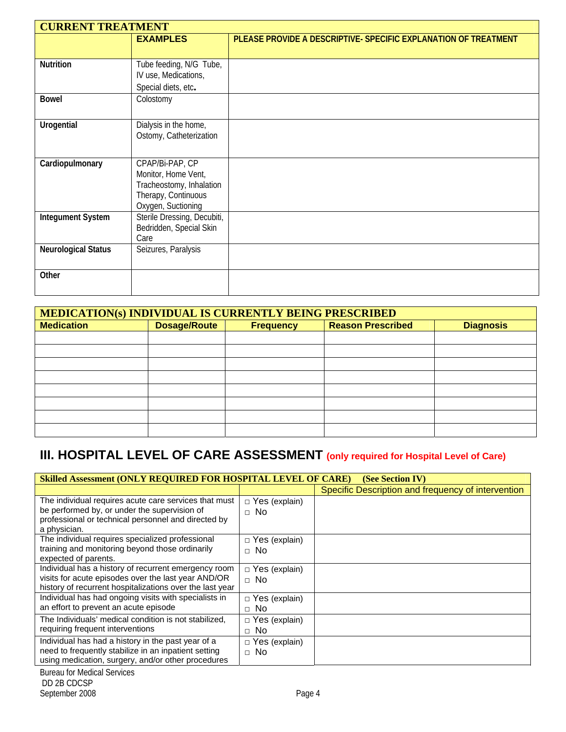| CURRENT TREATMENT | | |
|---|---|---|
| | **EXAMPLES** | **PLEASE PROVIDE A DESCRIPTIVE- SPECIFIC EXPLANATION OF TREATMENT** |
| **Nutrition** | Tube feeding, N/G Tube, IV use, Medications, Special diets, etc. | |
| **Bowel** | Colostomy | |
| **Urogential** | Dialysis in the home, Ostomy, Catheterization | |
| **Cardiopulmonary** | CPAP/Bi-PAP, CP Monitor, Home Vent, Tracheostomy, Inhalation Therapy, Continuous Oxygen, Suctioning | |
| **Integument System** | Sterile Dressing, Decubiti, Bedridden, Special Skin Care | |
| **Neurological Status** | Seizures, Paralysis | |
| **Other** | | |

| MEDICATION(s) INDIVIDUAL IS CURRENTLY BEING PRESCRIBED | | | | |
|---|---|---|---|---|
| **Medication** | **Dosage/Route** | **Frequency** | **Reason Prescribed** | **Diagnosis** |
| | | | | |
| | | | | |
| | | | | |
| | | | | |
| | | | | |
| | | | | |
| | | | | |
| | | | | |

# III. HOSPITAL LEVEL OF CARE ASSESSMENT (only required for Hospital Level of Care)

| Skilled Assessment (ONLY REQUIRED FOR HOSPITAL LEVEL OF CARE) (See Section IV) | | |
|---|---|---|
| | | Specific Description and frequency of intervention |
| The individual requires acute care services that must be performed by, or under the supervision of professional or technical personnel and directed by a physician. | □ Yes (explain) □ No | |
| The individual requires specialized professional training and monitoring beyond those ordinarily expected of parents. | □ Yes (explain) □ No | |
| Individual has a history of recurrent emergency room visits for acute episodes over the last year AND/OR history of recurrent hospitalizations over the last year | □ Yes (explain) □ No | |
| Individual has had ongoing visits with specialists in an effort to prevent an acute episode | □ Yes (explain) □ No | |
| The Individuals' medical condition is not stabilized, requiring frequent interventions | □ Yes (explain) □ No | |
| Individual has had a history in the past year of a need to frequently stabilize in an inpatient setting using medication, surgery, and/or other procedures | □ Yes (explain) □ No | |

Bureau for Medical Services
DD 2B CDCSP
September 2008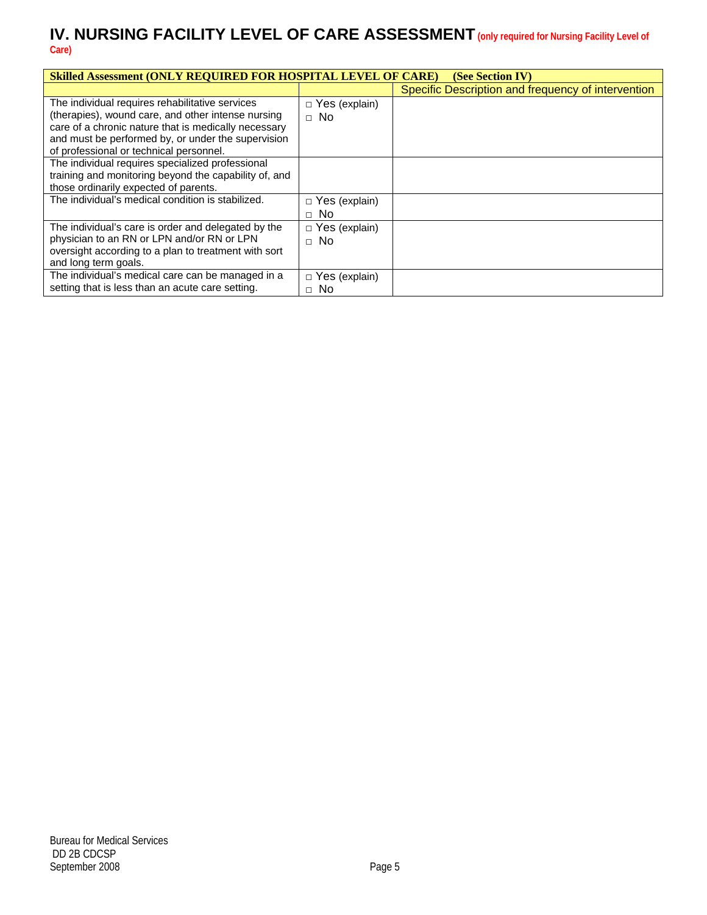## IV. NURSING FACILITY LEVEL OF CARE ASSESSMENT (only required for Nursing Facility Level of Care)

| Skilled Assessment (ONLY REQUIRED FOR HOSPITAL LEVEL OF CARE) (See Section IV) | | |
|---|---|---|
| | | Specific Description and frequency of intervention |
| The individual requires rehabilitative services (therapies), wound care, and other intense nursing care of a chronic nature that is medically necessary and must be performed by, or under the supervision of professional or technical personnel. | □ Yes (explain) □ No | |
| The individual requires specialized professional training and monitoring beyond the capability of, and those ordinarily expected of parents. | | |
| The individual's medical condition is stabilized. | □ Yes (explain) □ No | |
| The individual's care is order and delegated by the physician to an RN or LPN and/or RN or LPN oversight according to a plan to treatment with sort and long term goals. | □ Yes (explain) □ No | |
| The individual's medical care can be managed in a setting that is less than an acute care setting. | □ Yes (explain) □ No | |

Bureau for Medical Services
DD 2B CDCSP
September 2008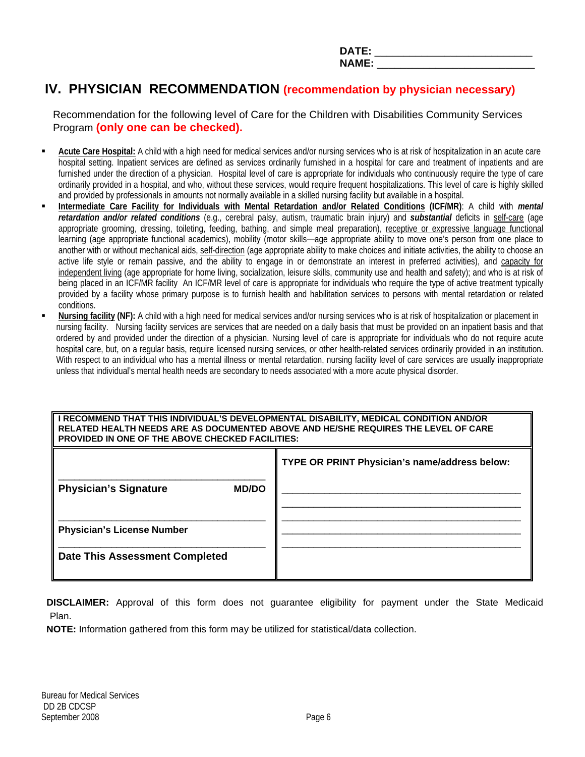DATE: ___________________________
NAME: ___________________________

## IV. PHYSICIAN RECOMMENDATION **(recommendation by physician necessary)**

Recommendation for the following level of Care for the Children with Disabilities Community Services Program **(only one can be checked).**

- **Acute Care Hospital:** A child with a high need for medical services and/or nursing services who is at risk of hospitalization in an acute care hospital setting. Inpatient services are defined as services ordinarily furnished in a hospital for care and treatment of inpatients and are furnished under the direction of a physician. Hospital level of care is appropriate for individuals who continuously require the type of care ordinarily provided in a hospital, and who, without these services, would require frequent hospitalizations. This level of care is highly skilled and provided by professionals in amounts not normally available in a skilled nursing facility but available in a hospital.
- **Intermediate Care Facility for Individuals with Mental Retardation and/or Related Conditions (ICF/MR)**: A child with ***mental retardation and/or related conditions*** (e.g., cerebral palsy, autism, traumatic brain injury) and ***substantial*** deficits in self-care (age appropriate grooming, dressing, toileting, feeding, bathing, and simple meal preparation), receptive or expressive language functional learning (age appropriate functional academics), mobility (motor skills—age appropriate ability to move one's person from one place to another with or without mechanical aids, self-direction (age appropriate ability to make choices and initiate activities, the ability to choose an active life style or remain passive, and the ability to engage in or demonstrate an interest in preferred activities), and capacity for independent living (age appropriate for home living, socialization, leisure skills, community use and health and safety); and who is at risk of being placed in an ICF/MR facility An ICF/MR level of care is appropriate for individuals who require the type of active treatment typically provided by a facility whose primary purpose is to furnish health and habilitation services to persons with mental retardation or related conditions.
- **Nursing facility (NF):** A child with a high need for medical services and/or nursing services who is at risk of hospitalization or placement in nursing facility. Nursing facility services are services that are needed on a daily basis that must be provided on an inpatient basis and that ordered by and provided under the direction of a physician. Nursing level of care is appropriate for individuals who do not require acute hospital care, but, on a regular basis, require licensed nursing services, or other health-related services ordinarily provided in an institution. With respect to an individual who has a mental illness or mental retardation, nursing facility level of care services are usually inappropriate unless that individual's mental health needs are secondary to needs associated with a more acute physical disorder.

| **I RECOMMEND THAT THIS INDIVIDUAL'S DEVELOPMENTAL DISABILITY, MEDICAL CONDITION AND/OR RELATED HEALTH NEEDS ARE AS DOCUMENTED ABOVE AND HE/SHE REQUIRES THE LEVEL OF CARE PROVIDED IN ONE OF THE ABOVE CHECKED FACILITIES:** | |
|---|---|
| ______________________________ **Physician's Signature MD/DO** | **TYPE OR PRINT Physician's name/address below:** ______________________________ |
| ______________________________ **Physician's License Number** | ______________________________ ______________________________ |
| ______________________________ **Date This Assessment Completed** | ______________________________ ______________________________ |

**DISCLAIMER:** Approval of this form does not guarantee eligibility for payment under the State Medicaid Plan.

**NOTE:** Information gathered from this form may be utilized for statistical/data collection.

Bureau for Medical Services
DD 2B CDCSP
September 2008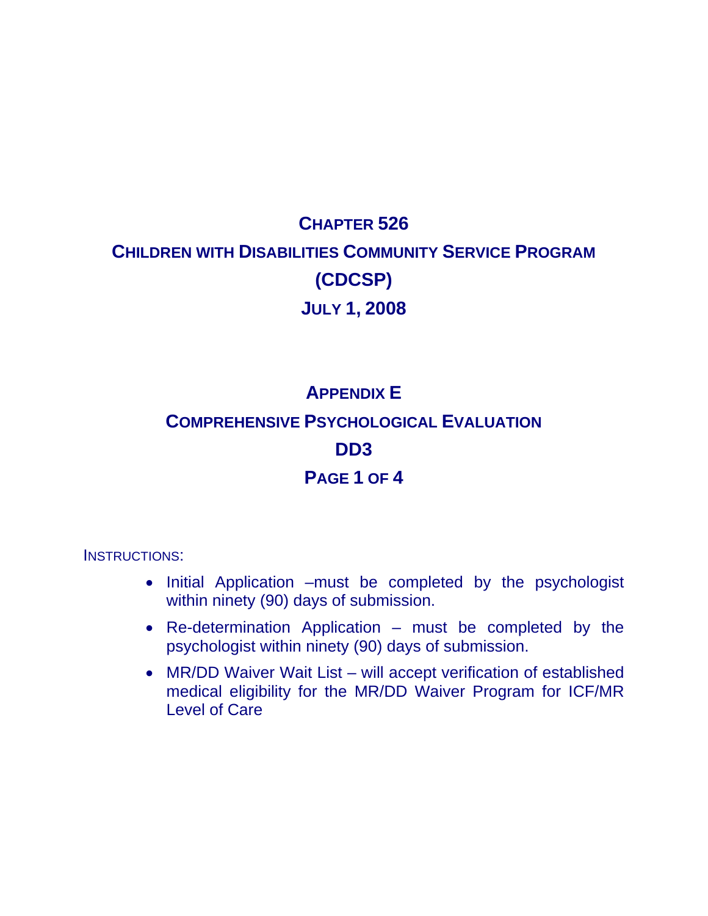# CHAPTER 526

# CHILDREN WITH DISABILITIES COMMUNITY SERVICE PROGRAM (CDCSP)

# JULY 1, 2008

## APPENDIX E

## COMPREHENSIVE PSYCHOLOGICAL EVALUATION

## DD3

## PAGE 1 OF 4

INSTRUCTIONS:

- Initial Application –must be completed by the psychologist within ninety (90) days of submission.
- Re-determination Application – must be completed by the psychologist within ninety (90) days of submission.
- MR/DD Waiver Wait List – will accept verification of established medical eligibility for the MR/DD Waiver Program for ICF/MR Level of Care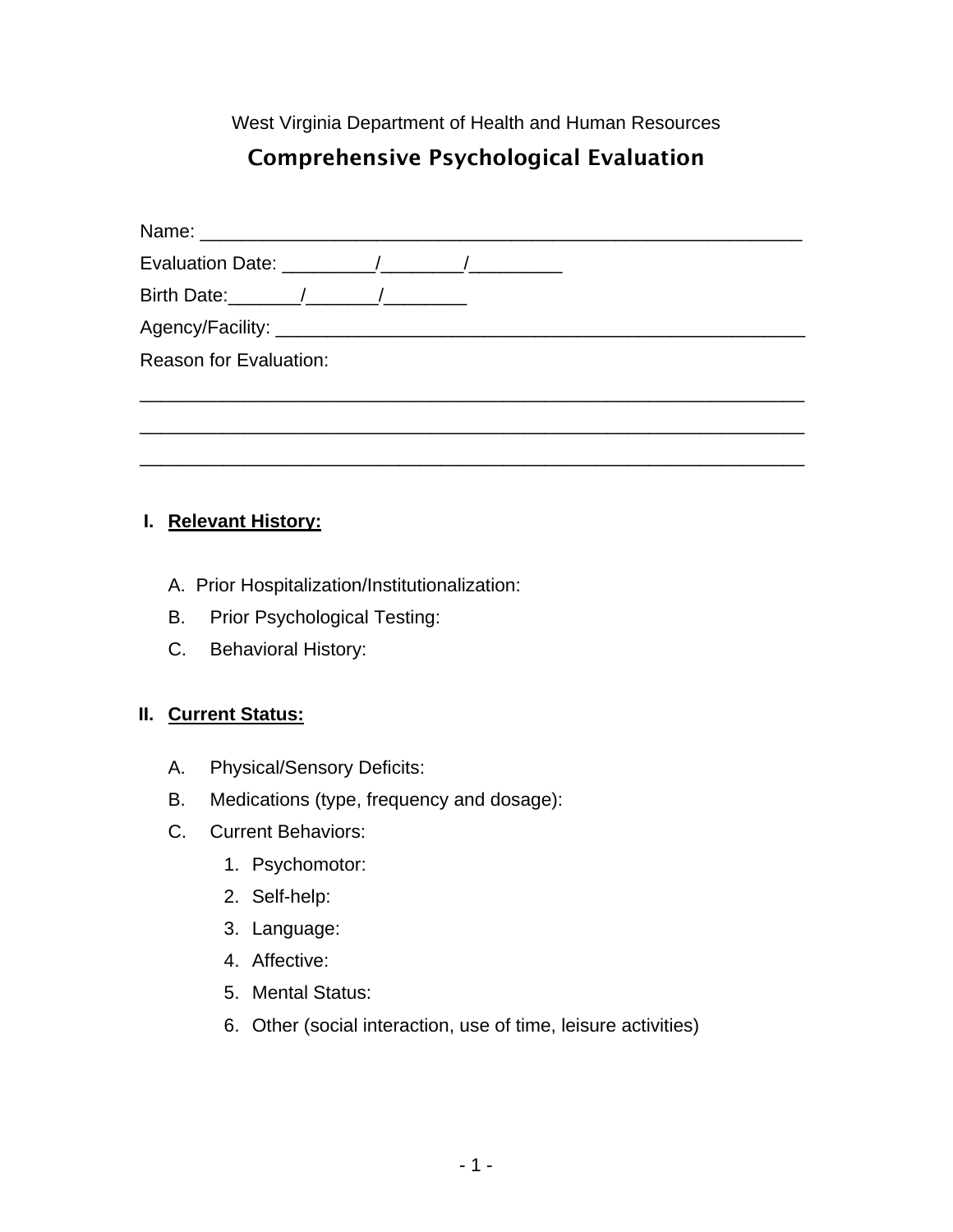West Virginia Department of Health and Human Resources

# Comprehensive Psychological Evaluation

Name: ___________________________________________________________

Evaluation Date: _________/________/_________

Birth Date:_______/_______/________

Agency/Facility: _____________________________________________________

Reason for Evaluation:

_________________________________________________________________

_________________________________________________________________

_________________________________________________________________

## I. Relevant History:

A. Prior Hospitalization/Institutionalization:

B. Prior Psychological Testing:

C. Behavioral History:

## II. Current Status:

A. Physical/Sensory Deficits:

B. Medications (type, frequency and dosage):

C. Current Behaviors:

1. Psychomotor:
2. Self-help:
3. Language:
4. Affective:
5. Mental Status:
6. Other (social interaction, use of time, leisure activities)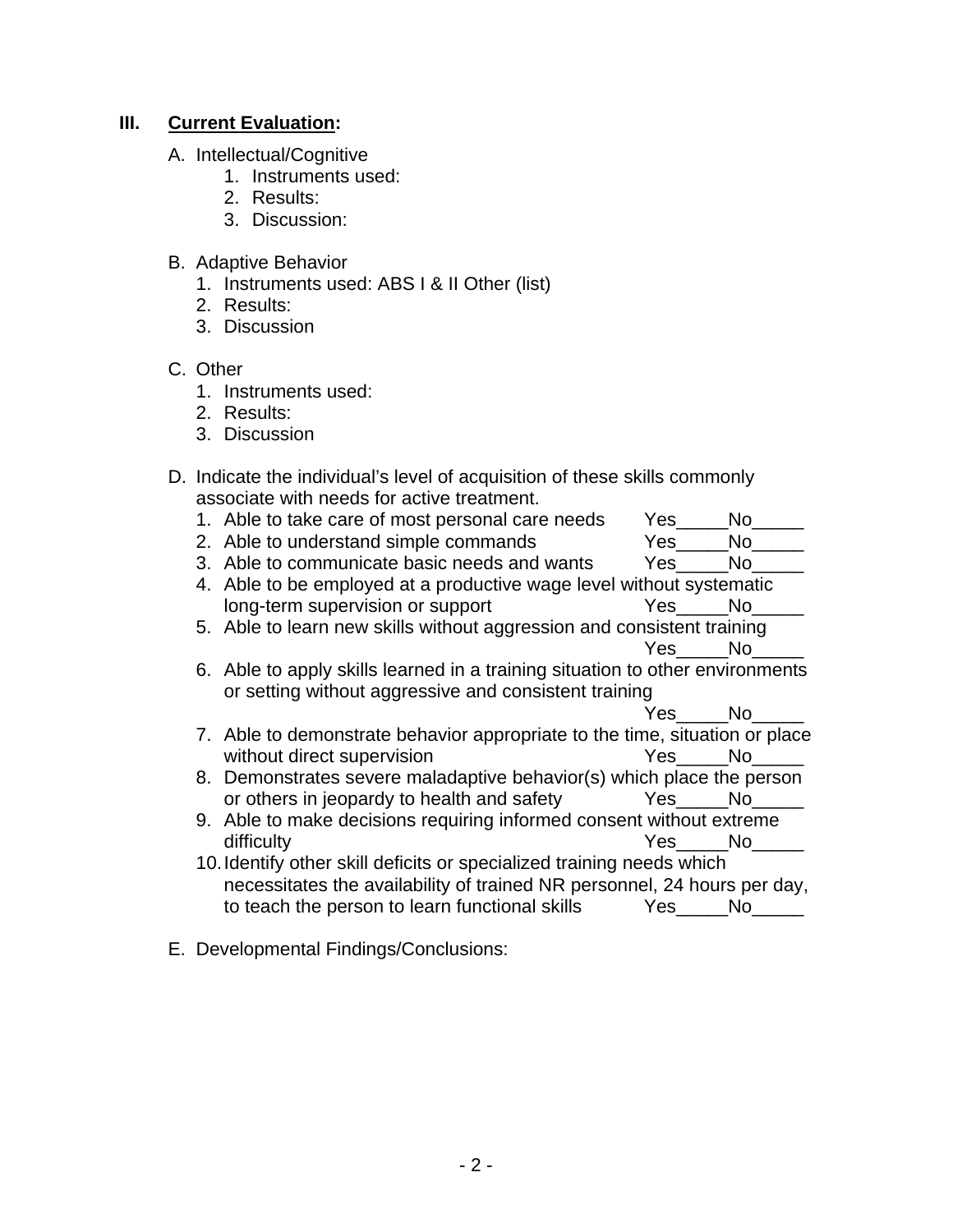## III. **Current Evaluation**:

A. Intellectual/Cognitive
   1. Instruments used:
   2. Results:
   3. Discussion:

B. Adaptive Behavior
   1. Instruments used: ABS I & II Other (list)
   2. Results:
   3. Discussion

C. Other
   1. Instruments used:
   2. Results:
   3. Discussion

D. Indicate the individual's level of acquisition of these skills commonly associate with needs for active treatment.
   1. Able to take care of most personal care needs Yes_____No_____
   2. Able to understand simple commands Yes_____No_____
   3. Able to communicate basic needs and wants Yes_____No_____
   4. Able to be employed at a productive wage level without systematic long-term supervision or support Yes_____No_____
   5. Able to learn new skills without aggression and consistent training Yes_____No_____
   6. Able to apply skills learned in a training situation to other environments or setting without aggressive and consistent training Yes_____No_____
   7. Able to demonstrate behavior appropriate to the time, situation or place without direct supervision Yes_____No_____
   8. Demonstrates severe maladaptive behavior(s) which place the person or others in jeopardy to health and safety Yes_____No_____
   9. Able to make decisions requiring informed consent without extreme difficulty Yes_____No_____
   10. Identify other skill deficits or specialized training needs which necessitates the availability of trained NR personnel, 24 hours per day, to teach the person to learn functional skills Yes_____No_____

E. Developmental Findings/Conclusions: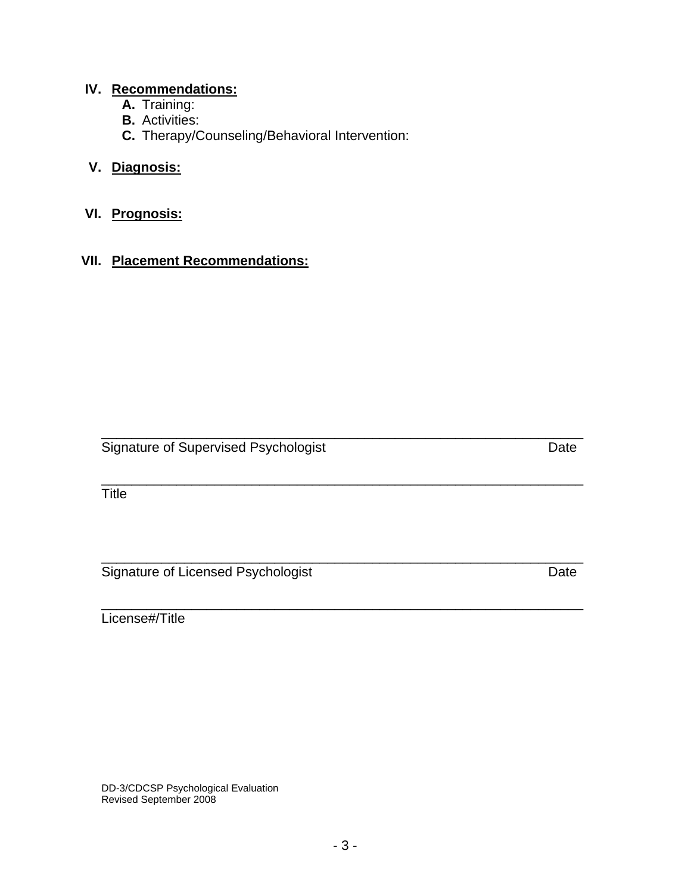**IV. Recommendations:**

**A.** Training:

**B.** Activities:

**C.** Therapy/Counseling/Behavioral Intervention:

**V. Diagnosis:**

**VI. Prognosis:**

**VII. Placement Recommendations:**

_______________________________________________________________

Signature of Supervised Psychologist Date

_______________________________________________________________

Title

_______________________________________________________________

Signature of Licensed Psychologist Date

_______________________________________________________________

License#/Title

DD-3/CDCSP Psychological Evaluation
Revised September 2008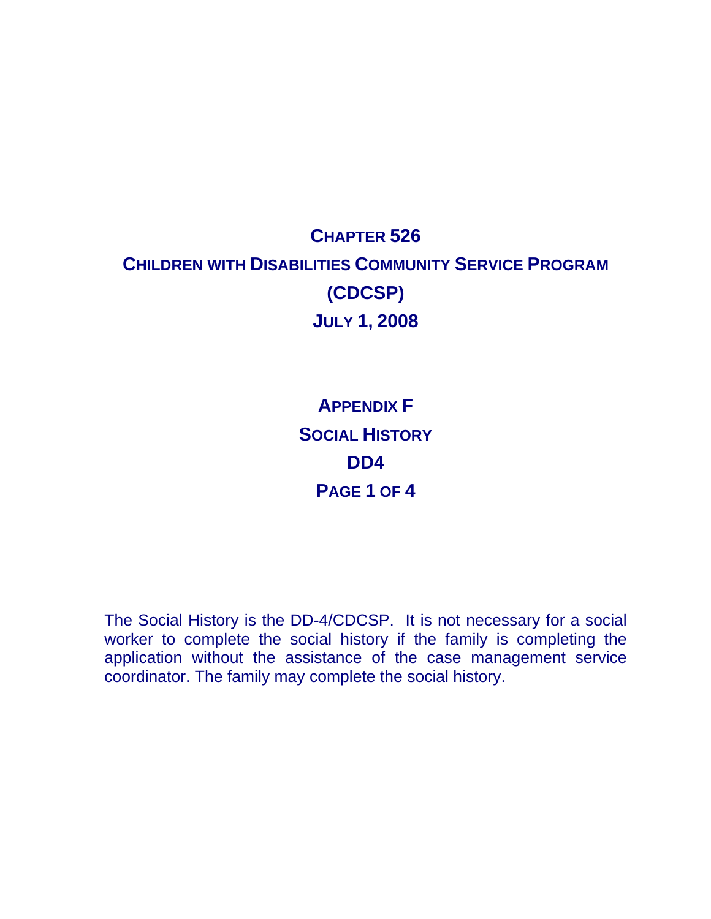# Chapter 526

# Children with Disabilities Community Service Program

# (CDCSP)

# July 1, 2008

## Appendix F

## Social History

## DD4

## Page 1 of 4

The Social History is the DD-4/CDCSP. It is not necessary for a social worker to complete the social history if the family is completing the application without the assistance of the case management service coordinator. The family may complete the social history.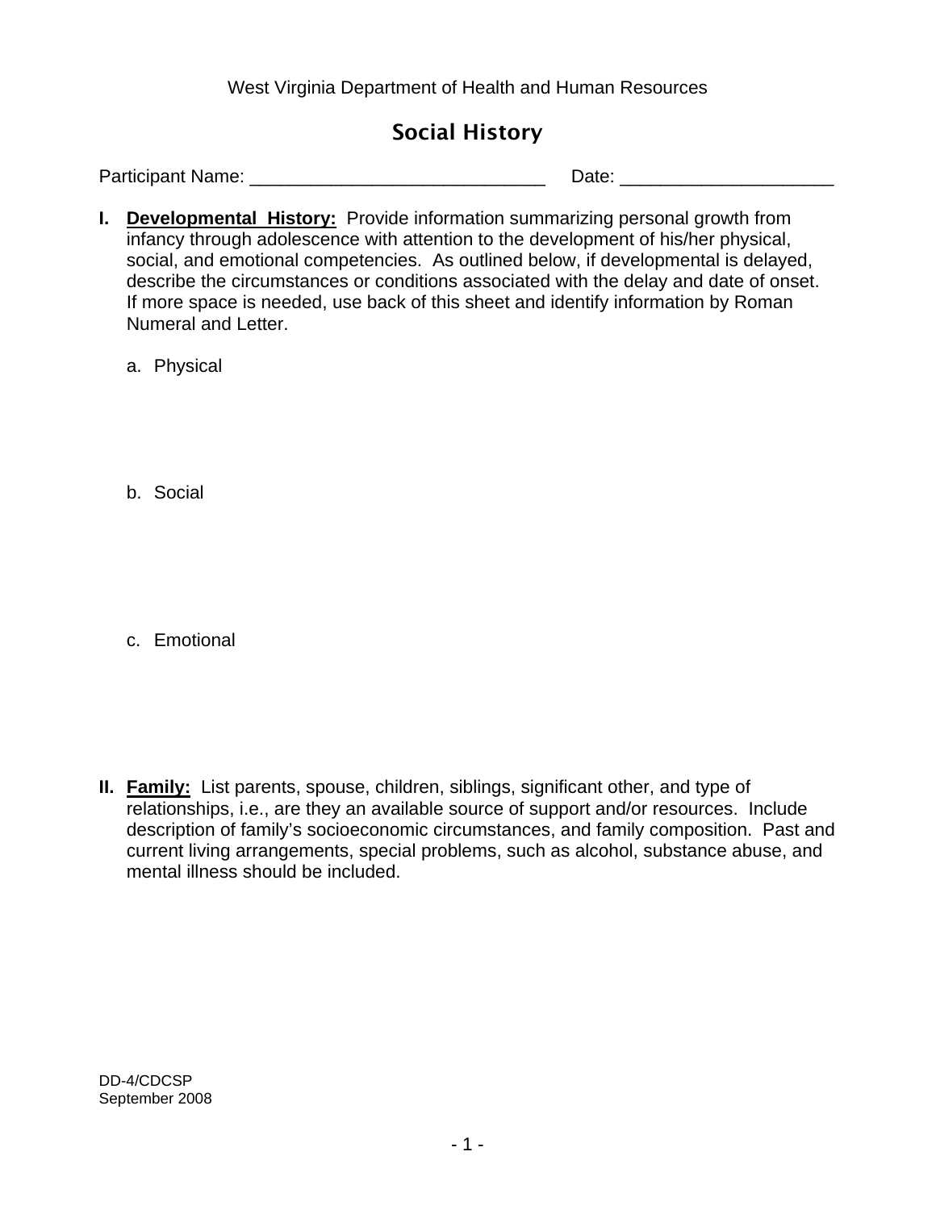West Virginia Department of Health and Human Resources

# Social History

Participant Name: _____________________________ Date: ____________________

**I. <u>Developmental History:</u>** Provide information summarizing personal growth from infancy through adolescence with attention to the development of his/her physical, social, and emotional competencies. As outlined below, if developmental is delayed, describe the circumstances or conditions associated with the delay and date of onset. If more space is needed, use back of this sheet and identify information by Roman Numeral and Letter.

a. Physical

b. Social

c. Emotional

**II. <u>Family:</u>** List parents, spouse, children, siblings, significant other, and type of relationships, i.e., are they an available source of support and/or resources. Include description of family's socioeconomic circumstances, and family composition. Past and current living arrangements, special problems, such as alcohol, substance abuse, and mental illness should be included.

DD-4/CDCSP
September 2008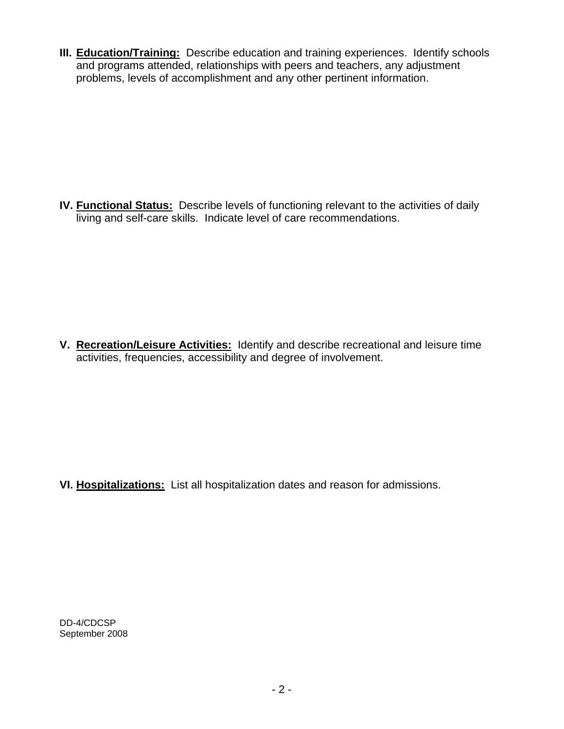**III. Education/Training:** Describe education and training experiences. Identify schools and programs attended, relationships with peers and teachers, any adjustment problems, levels of accomplishment and any other pertinent information.

**IV. Functional Status:** Describe levels of functioning relevant to the activities of daily living and self-care skills. Indicate level of care recommendations.

**V. Recreation/Leisure Activities:** Identify and describe recreational and leisure time activities, frequencies, accessibility and degree of involvement.

**VI. Hospitalizations:** List all hospitalization dates and reason for admissions.

DD-4/CDCSP
September 2008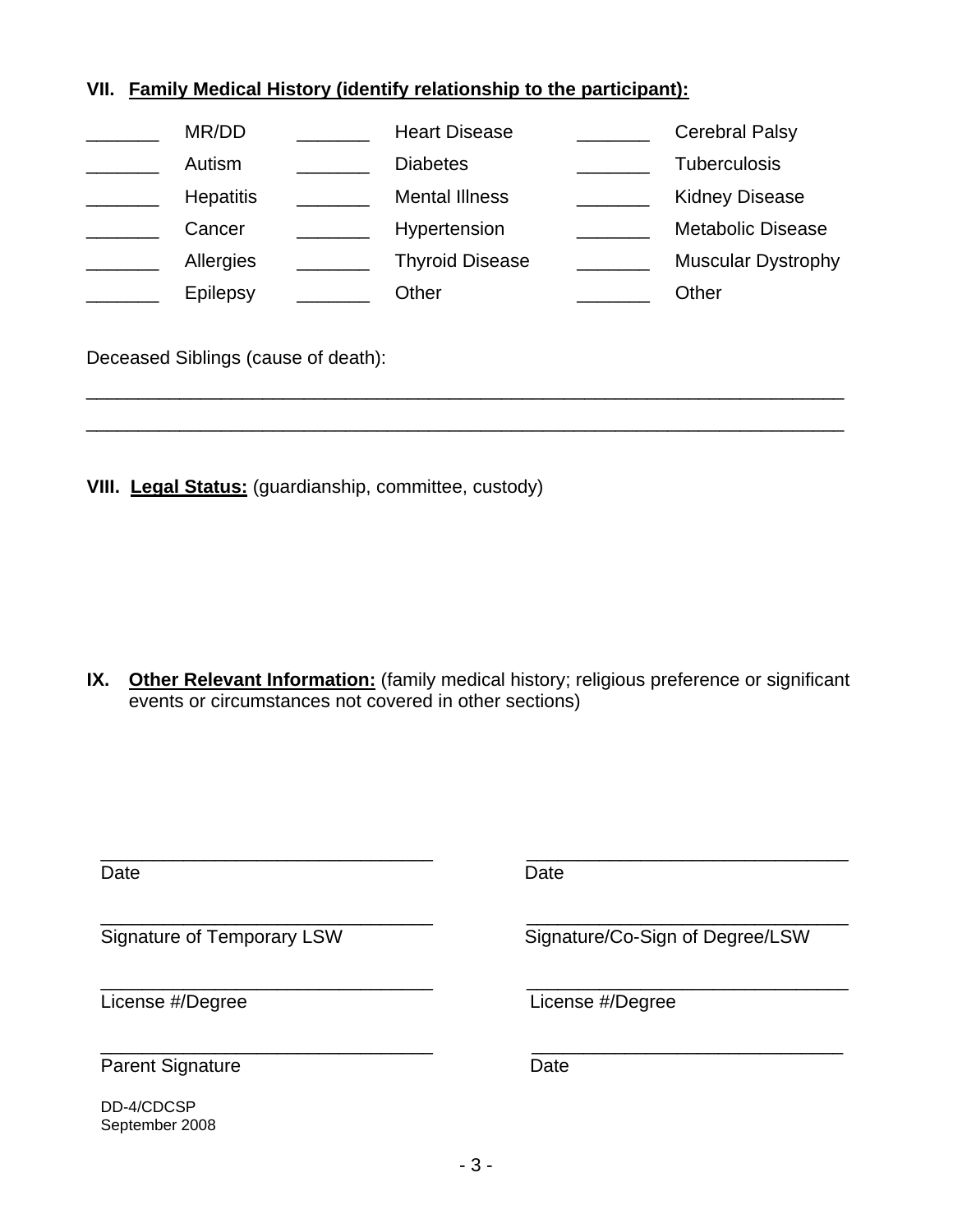**VII. Family Medical History (identify relationship to the participant):**

| | | | | | |
|---|---|---|---|---|---|
| _______ | MR/DD | _______ | Heart Disease | _______ | Cerebral Palsy |
| _______ | Autism | _______ | Diabetes | _______ | Tuberculosis |
| _______ | Hepatitis | _______ | Mental Illness | _______ | Kidney Disease |
| _______ | Cancer | _______ | Hypertension | _______ | Metabolic Disease |
| _______ | Allergies | _______ | Thyroid Disease | _______ | Muscular Dystrophy |
| _______ | Epilepsy | _______ | Other | _______ | Other |

Deceased Siblings (cause of death):

_______________________________________________________________________________

_______________________________________________________________________________

**VIII. Legal Status:** (guardianship, committee, custody)

**IX. Other Relevant Information:** (family medical history; religious preference or significant events or circumstances not covered in other sections)

| | |
|---|---|
| _______________________________ | _______________________________ |
| Date | Date |
| _______________________________ | _______________________________ |
| Signature of Temporary LSW | Signature/Co-Sign of Degree/LSW |
| _______________________________ | _______________________________ |
| License #/Degree | License #/Degree |
| _______________________________ | _______________________________ |
| Parent Signature | Date |

DD-4/CDCSP
September 2008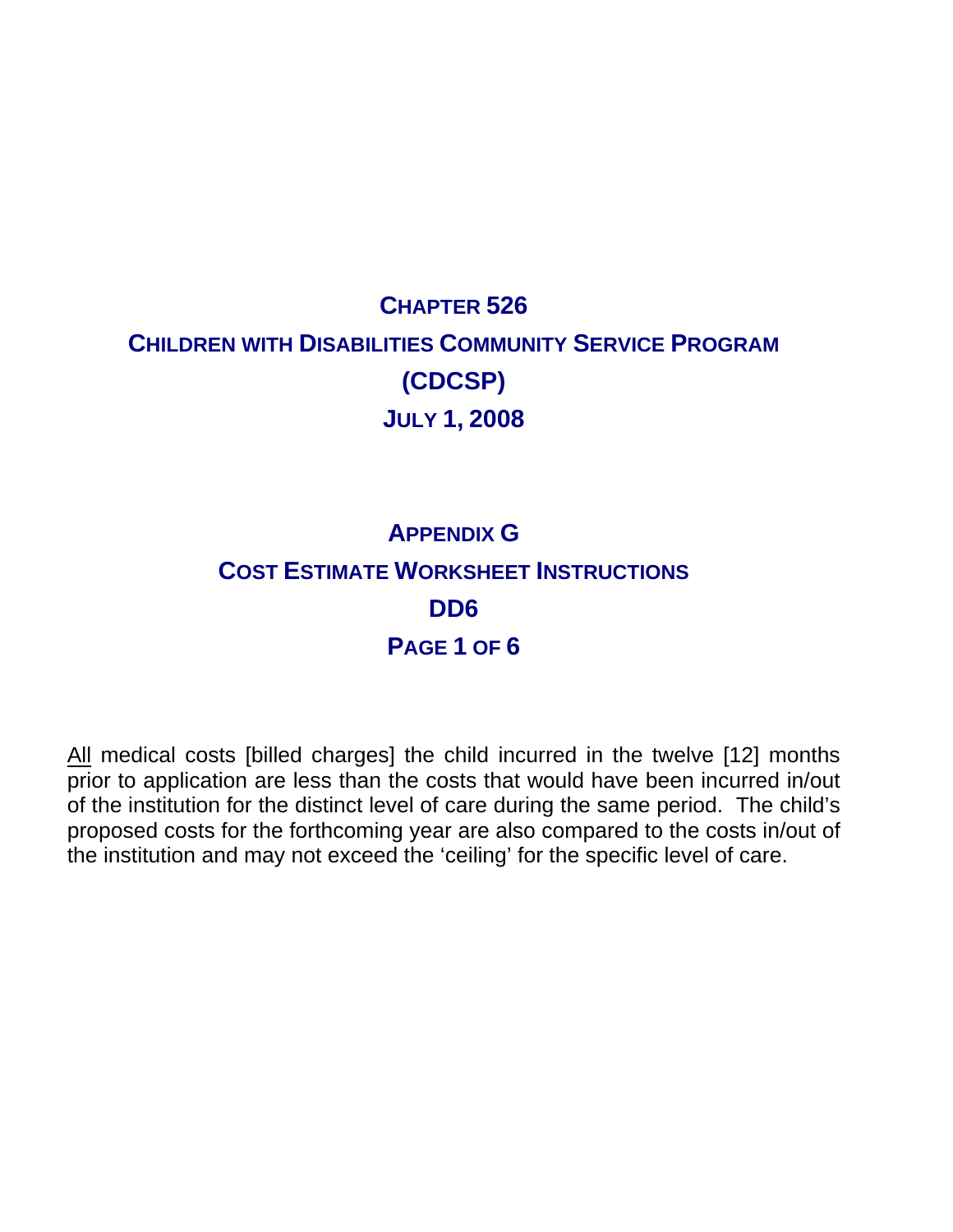# Chapter 526

# Children with Disabilities Community Service Program (CDCSP)

# July 1, 2008

## Appendix G

## Cost Estimate Worksheet Instructions

## DD6

All medical costs [billed charges] the child incurred in the twelve [12] months prior to application are less than the costs that would have been incurred in/out of the institution for the distinct level of care during the same period. The child's proposed costs for the forthcoming year are also compared to the costs in/out of the institution and may not exceed the 'ceiling' for the specific level of care.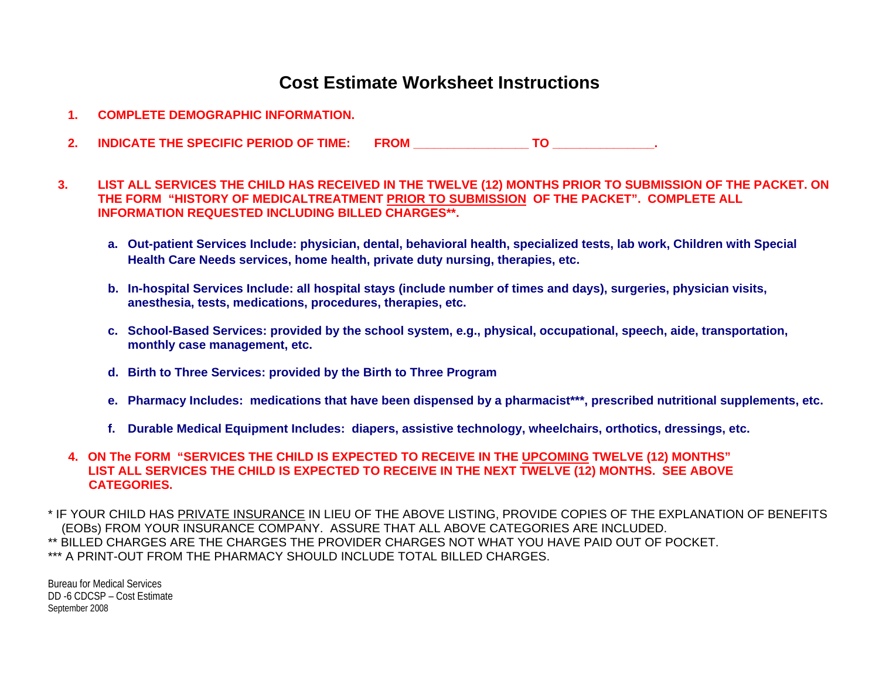# Cost Estimate Worksheet Instructions

1. **COMPLETE DEMOGRAPHIC INFORMATION.**

2. **INDICATE THE SPECIFIC PERIOD OF TIME: FROM ________________ TO ______________.**

3. **LIST ALL SERVICES THE CHILD HAS RECEIVED IN THE TWELVE (12) MONTHS PRIOR TO SUBMISSION OF THE PACKET. ON THE FORM "HISTORY OF MEDICALTREATMENT <u>PRIOR TO SUBMISSION</u> OF THE PACKET". COMPLETE ALL INFORMATION REQUESTED INCLUDING BILLED CHARGES\*\*.**

   a. **Out-patient Services Include: physician, dental, behavioral health, specialized tests, lab work, Children with Special Health Care Needs services, home health, private duty nursing, therapies, etc.**

   b. **In-hospital Services Include: all hospital stays (include number of times and days), surgeries, physician visits, anesthesia, tests, medications, procedures, therapies, etc.**

   c. **School-Based Services: provided by the school system, e.g., physical, occupational, speech, aide, transportation, monthly case management, etc.**

   d. **Birth to Three Services: provided by the Birth to Three Program**

   e. **Pharmacy Includes: medications that have been dispensed by a pharmacist\*\*\*, prescribed nutritional supplements, etc.**

   f. **Durable Medical Equipment Includes: diapers, assistive technology, wheelchairs, orthotics, dressings, etc.**

4. **ON The FORM "SERVICES THE CHILD IS EXPECTED TO RECEIVE IN THE <u>UPCOMING</u> TWELVE (12) MONTHS" LIST ALL SERVICES THE CHILD IS EXPECTED TO RECEIVE IN THE NEXT TWELVE (12) MONTHS. SEE ABOVE CATEGORIES.**

\* IF YOUR CHILD HAS <u>PRIVATE INSURANCE</u> IN LIEU OF THE ABOVE LISTING, PROVIDE COPIES OF THE EXPLANATION OF BENEFITS (EOBs) FROM YOUR INSURANCE COMPANY. ASSURE THAT ALL ABOVE CATEGORIES ARE INCLUDED.
\*\* BILLED CHARGES ARE THE CHARGES THE PROVIDER CHARGES NOT WHAT YOU HAVE PAID OUT OF POCKET.
\*\*\* A PRINT-OUT FROM THE PHARMACY SHOULD INCLUDE TOTAL BILLED CHARGES.

Bureau for Medical Services
DD -6 CDCSP – Cost Estimate
September 2008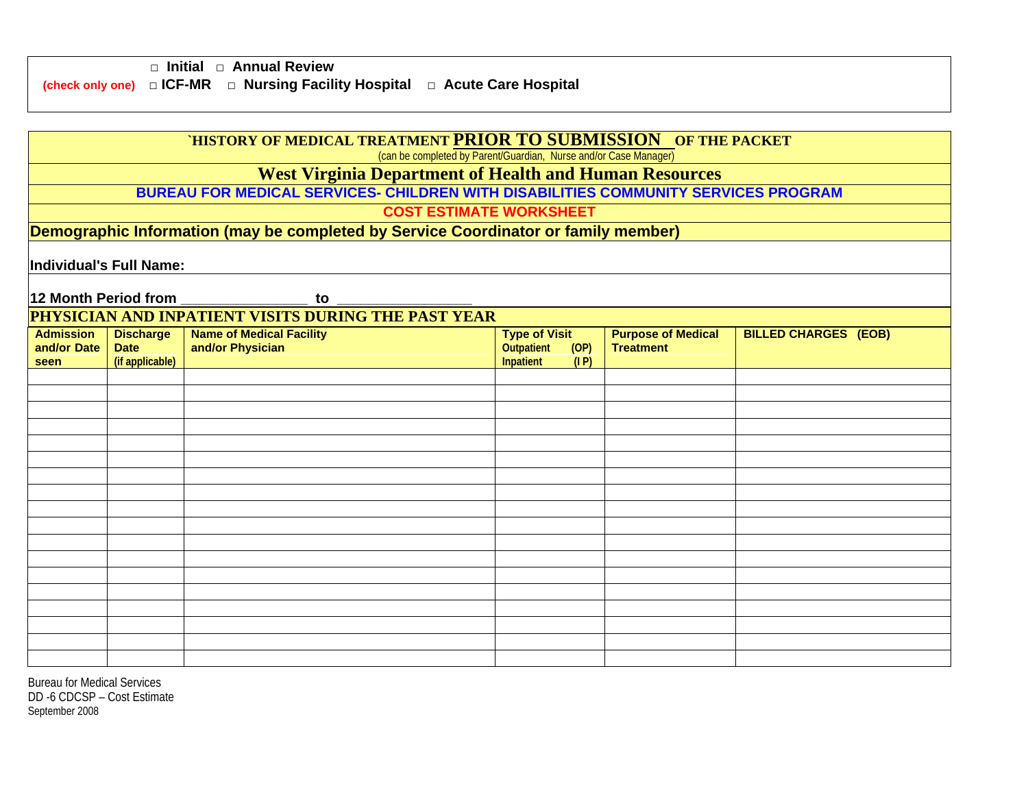□ **Initial** □ **Annual Review**

(check only one) □ **ICF-MR** □ **Nursing Facility Hospital** □ **Acute Care Hospital**

**`HISTORY OF MEDICAL TREATMENT PRIOR TO SUBMISSION OF THE PACKET**

(can be completed by Parent/Guardian, Nurse and/or Case Manager)

## West Virginia Department of Health and Human Resources

### BUREAU FOR MEDICAL SERVICES- CHILDREN WITH DISABILITIES COMMUNITY SERVICES PROGRAM

### COST ESTIMATE WORKSHEET

**Demographic Information (may be completed by Service Coordinator or family member)**

**Individual's Full Name:**

**12 Month Period from _______________ to ________________**

**PHYSICIAN AND INPATIENT VISITS DURING THE PAST YEAR**

| Admission and/or Date seen | Discharge Date (if applicable) | Name of Medical Facility and/or Physician | Type of Visit Outpatient (OP) Inpatient (I P) | Purpose of Medical Treatment | BILLED CHARGES (EOB) |
|---|---|---|---|---|---|
| | | | | | |
| | | | | | |
| | | | | | |
| | | | | | |
| | | | | | |
| | | | | | |
| | | | | | |
| | | | | | |
| | | | | | |
| | | | | | |
| | | | | | |
| | | | | | |
| | | | | | |
| | | | | | |
| | | | | | |
| | | | | | |
| | | | | | |
| | | | | | |

Bureau for Medical Services
DD -6 CDCSP – Cost Estimate
September 2008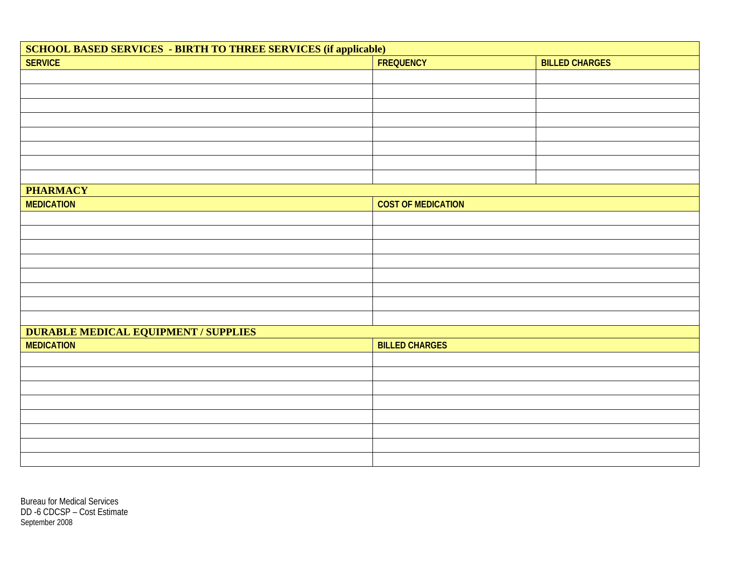| SCHOOL BASED SERVICES - BIRTH TO THREE SERVICES (if applicable) | | |
|---|---|---|
| **SERVICE** | **FREQUENCY** | **BILLED CHARGES** |
| | | |
| | | |
| | | |
| | | |
| | | |
| | | |
| | | |
| | | |

| PHARMACY | |
|---|---|
| **MEDICATION** | **COST OF MEDICATION** |
| | |
| | |
| | |
| | |
| | |
| | |
| | |
| | |

| DURABLE MEDICAL EQUIPMENT / SUPPLIES | |
|---|---|
| **MEDICATION** | **BILLED CHARGES** |
| | |
| | |
| | |
| | |
| | |
| | |
| | |
| | |

Bureau for Medical Services
DD -6 CDCSP – Cost Estimate
September 2008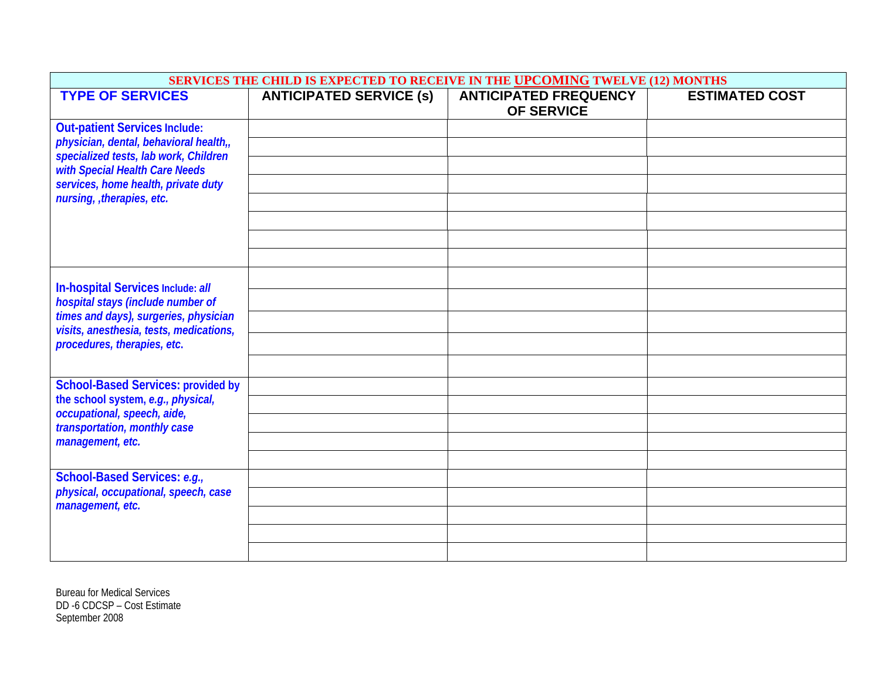| SERVICES THE CHILD IS EXPECTED TO RECEIVE IN THE **UPCOMING** TWELVE (12) MONTHS | | | |
|---|---|---|---|
| **TYPE OF SERVICES** | **ANTICIPATED SERVICE (s)** | **ANTICIPATED FREQUENCY OF SERVICE** | **ESTIMATED COST** |
| **Out-patient Services Include:** ***physician, dental, behavioral health,, specialized tests, lab work, Children with Special Health Care Needs services, home health, private duty nursing, ,therapies, etc.*** | | | |
| | | | |
| | | | |
| | | | |
| | | | |
| | | | |
| | | | |
| | | | |
| **In-hospital Services Include:** ***all hospital stays (include number of times and days), surgeries, physician visits, anesthesia, tests, medications, procedures, therapies, etc.*** | | | |
| | | | |
| | | | |
| | | | |
| | | | |
| **School-Based Services: provided by the school system,** ***e.g., physical, occupational, speech, aide, transportation, monthly case management, etc.*** | | | |
| | | | |
| | | | |
| | | | |
| | | | |
| **School-Based Services:** ***e.g., physical, occupational, speech, case management, etc.*** | | | |
| | | | |
| | | | |
| | | | |
| | | | |

Bureau for Medical Services
DD -6 CDCSP – Cost Estimate
September 2008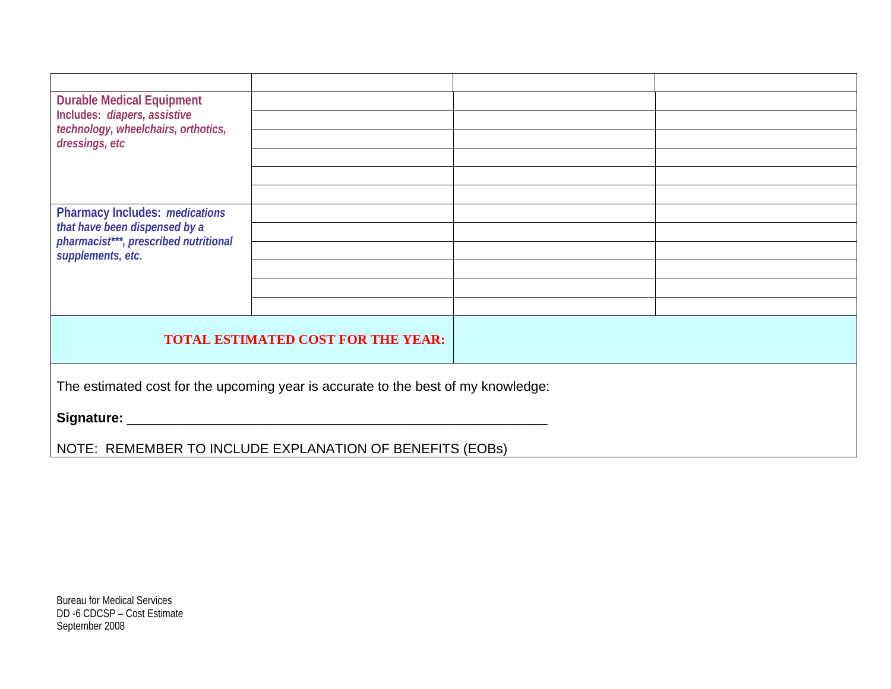| | | | |
|---|---|---|---|
| **Durable Medical Equipment** Includes: *diapers, assistive technology, wheelchairs, orthotics, dressings, etc* | | | |
| | | | |
| | | | |
| | | | |
| | | | |
| | | | |
| **Pharmacy Includes:** *medications that have been dispensed by a pharmacist\*\*\*, prescribed nutritional supplements, etc.* | | | |
| | | | |
| | | | |
| | | | |
| | | | |
| | | | |
| **TOTAL ESTIMATED COST FOR THE YEAR:** | | | |

The estimated cost for the upcoming year is accurate to the best of my knowledge:

**Signature:** ___________________________________________________________

NOTE: REMEMBER TO INCLUDE EXPLANATION OF BENEFITS (EOBs)

Bureau for Medical Services
DD -6 CDCSP – Cost Estimate
September 2008